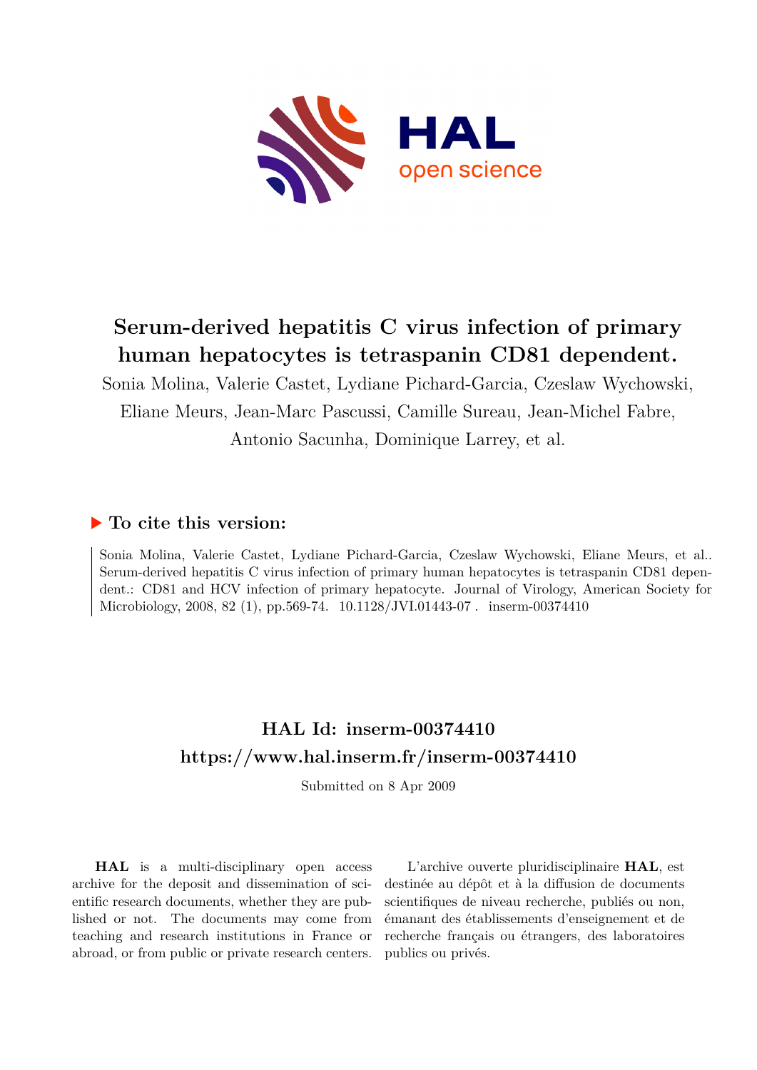# Serum-derived hepatitis C virus infection of primary human hepatocytes is tetraspanin CD81 dependent.

Sonia Molina, Valerie Castet, Lydiane Pichard-Garcia, Czeslaw Wychowski, Eliane Meurs, Jean-Marc Pascussi, Camille Sureau, Jean-Michel Fabre, Antonio Sacunha, Dominique Larrey, et al.

## ▶ To cite this version:

Sonia Molina, Valerie Castet, Lydiane Pichard-Garcia, Czeslaw Wychowski, Eliane Meurs, et al.. Serum-derived hepatitis C virus infection of primary human hepatocytes is tetraspanin CD81 dependent.: CD81 and HCV infection of primary hepatocyte. Journal of Virology, American Society for Microbiology, 2008, 82 (1), pp.569-74. 10.1128/JVI.01443-07. inserm-00374410

## HAL Id: inserm-00374410

## https://www.hal.inserm.fr/inserm-00374410

Submitted on 8 Apr 2009

**HAL** is a multi-disciplinary open access archive for the deposit and dissemination of scientific research documents, whether they are published or not. The documents may come from teaching and research institutions in France or abroad, or from public or private research centers.

L'archive ouverte pluridisciplinaire **HAL**, est destinée au dépôt et à la diffusion de documents scientifiques de niveau recherche, publiés ou non, émanant des établissements d'enseignement et de recherche français ou étrangers, des laboratoires publics ou privés.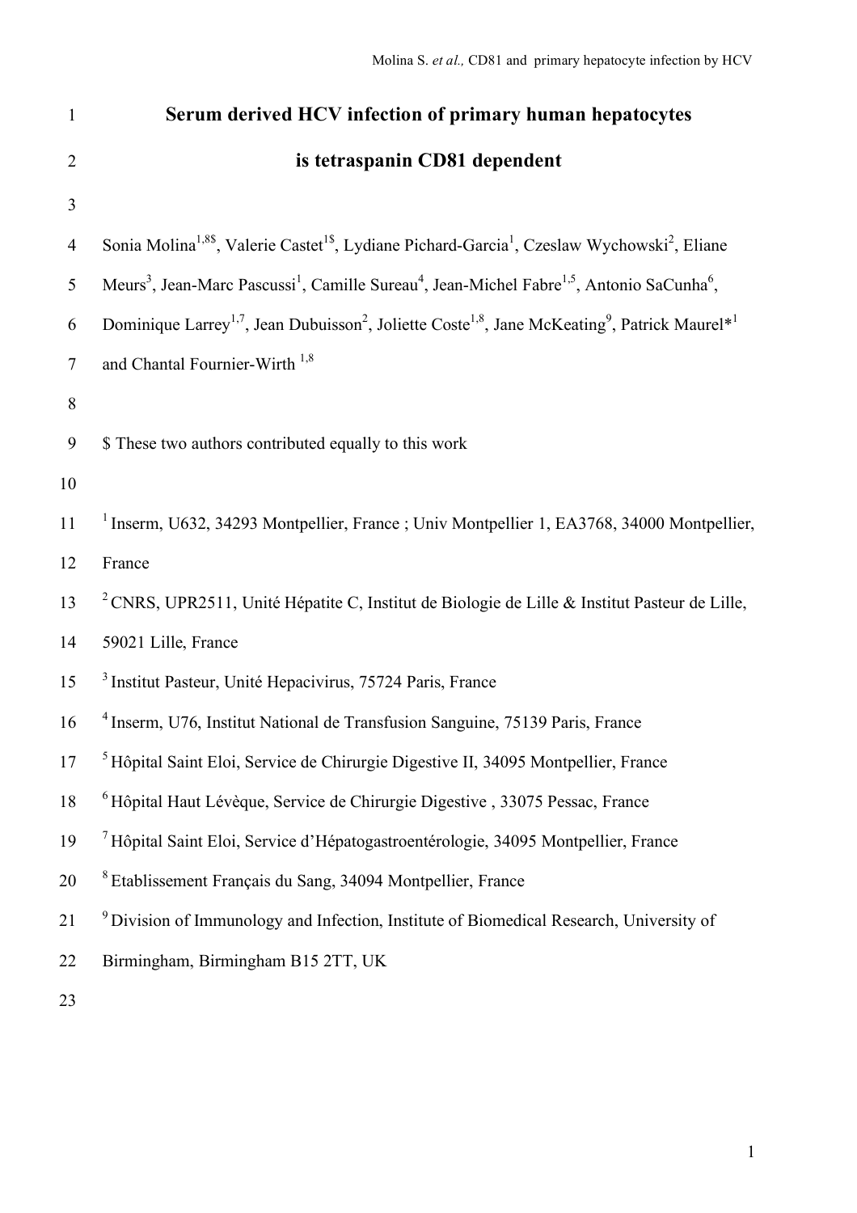# Serum derived HCV infection of primary human hepatocytes is tetraspanin CD81 dependent

Sonia Molina[1,8$], Valerie Castet[1$], Lydiane Pichard-Garcia[1], Czeslaw Wychowski[2], Eliane Meurs[3], Jean-Marc Pascussi[1], Camille Sureau[4], Jean-Michel Fabre[1,5], Antonio SaCunha[6], Dominique Larrey[1,7], Jean Dubuisson[2], Joliette Coste[1,8], Jane McKeating[9], Patrick Maurel*[1] and Chantal Fournier-Wirth [1,8]

$ These two authors contributed equally to this work

[1] Inserm, U632, 34293 Montpellier, France ; Univ Montpellier 1, EA3768, 34000 Montpellier, France

[2] CNRS, UPR2511, Unité Hépatite C, Institut de Biologie de Lille & Institut Pasteur de Lille, 59021 Lille, France

[3] Institut Pasteur, Unité Hepacivirus, 75724 Paris, France

[4] Inserm, U76, Institut National de Transfusion Sanguine, 75139 Paris, France

[5] Hôpital Saint Eloi, Service de Chirurgie Digestive II, 34095 Montpellier, France

[6] Hôpital Haut Lévèque, Service de Chirurgie Digestive , 33075 Pessac, France

[7] Hôpital Saint Eloi, Service d'Hépatogastroentérologie, 34095 Montpellier, France

[8] Etablissement Français du Sang, 34094 Montpellier, France

[9] Division of Immunology and Infection, Institute of Biomedical Research, University of Birmingham, Birmingham B15 2TT, UK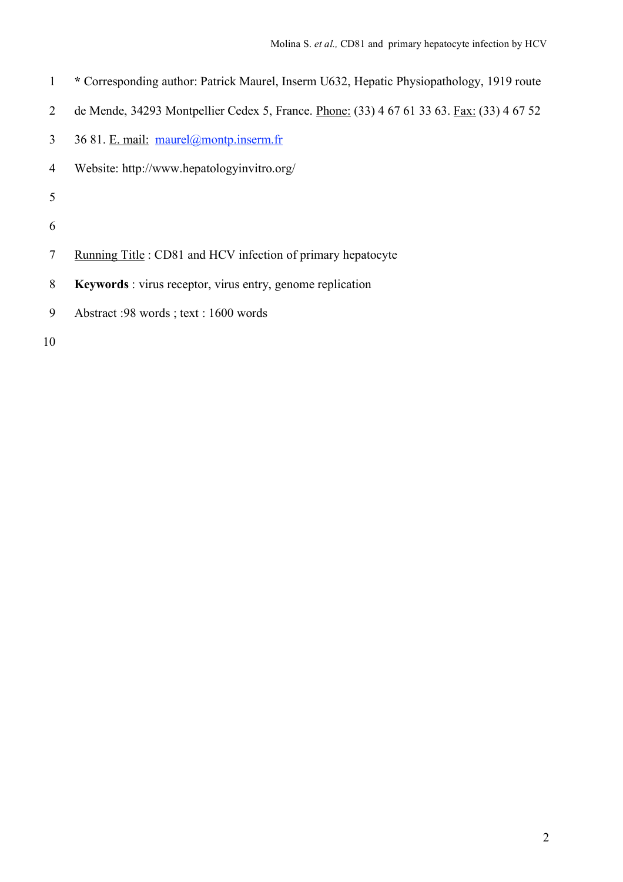* Corresponding author: Patrick Maurel, Inserm U632, Hepatic Physiopathology, 1919 route de Mende, 34293 Montpellier Cedex 5, France. Phone: (33) 4 67 61 33 63. Fax: (33) 4 67 52 36 81. E. mail: maurel@montp.inserm.fr

Website: http://www.hepatologyinvitro.org/

Running Title : CD81 and HCV infection of primary hepatocyte

**Keywords** : virus receptor, virus entry, genome replication

Abstract :98 words ; text : 1600 words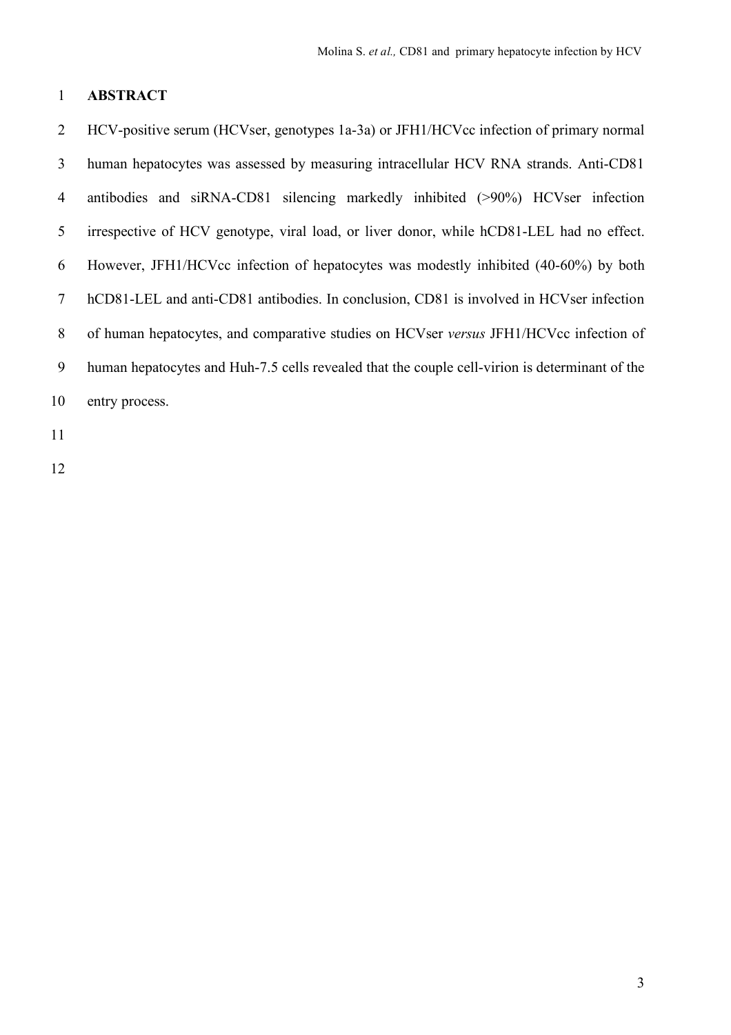# ABSTRACT

HCV-positive serum (HCVser, genotypes 1a-3a) or JFH1/HCVcc infection of primary normal human hepatocytes was assessed by measuring intracellular HCV RNA strands. Anti-CD81 antibodies and siRNA-CD81 silencing markedly inhibited (>90%) HCVser infection irrespective of HCV genotype, viral load, or liver donor, while hCD81-LEL had no effect. However, JFH1/HCVcc infection of hepatocytes was modestly inhibited (40-60%) by both hCD81-LEL and anti-CD81 antibodies. In conclusion, CD81 is involved in HCVser infection of human hepatocytes, and comparative studies on HCVser *versus* JFH1/HCVcc infection of human hepatocytes and Huh-7.5 cells revealed that the couple cell-virion is determinant of the entry process.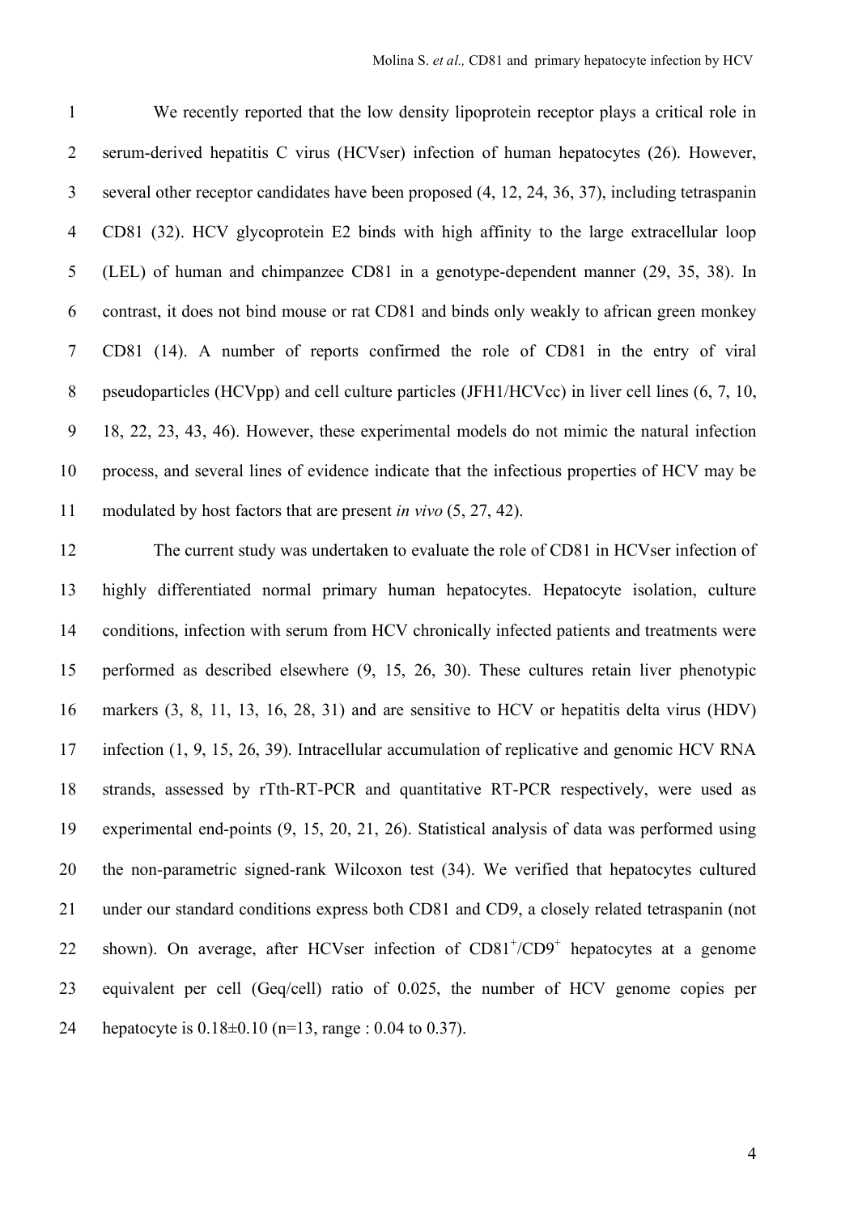We recently reported that the low density lipoprotein receptor plays a critical role in serum-derived hepatitis C virus (HCVser) infection of human hepatocytes (26). However, several other receptor candidates have been proposed (4, 12, 24, 36, 37), including tetraspanin CD81 (32). HCV glycoprotein E2 binds with high affinity to the large extracellular loop (LEL) of human and chimpanzee CD81 in a genotype-dependent manner (29, 35, 38). In contrast, it does not bind mouse or rat CD81 and binds only weakly to african green monkey CD81 (14). A number of reports confirmed the role of CD81 in the entry of viral pseudoparticles (HCVpp) and cell culture particles (JFH1/HCVcc) in liver cell lines (6, 7, 10, 18, 22, 23, 43, 46). However, these experimental models do not mimic the natural infection process, and several lines of evidence indicate that the infectious properties of HCV may be modulated by host factors that are present *in vivo* (5, 27, 42).

The current study was undertaken to evaluate the role of CD81 in HCVser infection of highly differentiated normal primary human hepatocytes. Hepatocyte isolation, culture conditions, infection with serum from HCV chronically infected patients and treatments were performed as described elsewhere (9, 15, 26, 30). These cultures retain liver phenotypic markers (3, 8, 11, 13, 16, 28, 31) and are sensitive to HCV or hepatitis delta virus (HDV) infection (1, 9, 15, 26, 39). Intracellular accumulation of replicative and genomic HCV RNA strands, assessed by rTth-RT-PCR and quantitative RT-PCR respectively, were used as experimental end-points (9, 15, 20, 21, 26). Statistical analysis of data was performed using the non-parametric signed-rank Wilcoxon test (34). We verified that hepatocytes cultured under our standard conditions express both CD81 and CD9, a closely related tetraspanin (not shown). On average, after HCVser infection of $CD81^{+}/CD9^{+}$ hepatocytes at a genome equivalent per cell (Geq/cell) ratio of 0.025, the number of HCV genome copies per hepatocyte is $0.18 \pm 0.10$ (n=13, range : 0.04 to 0.37).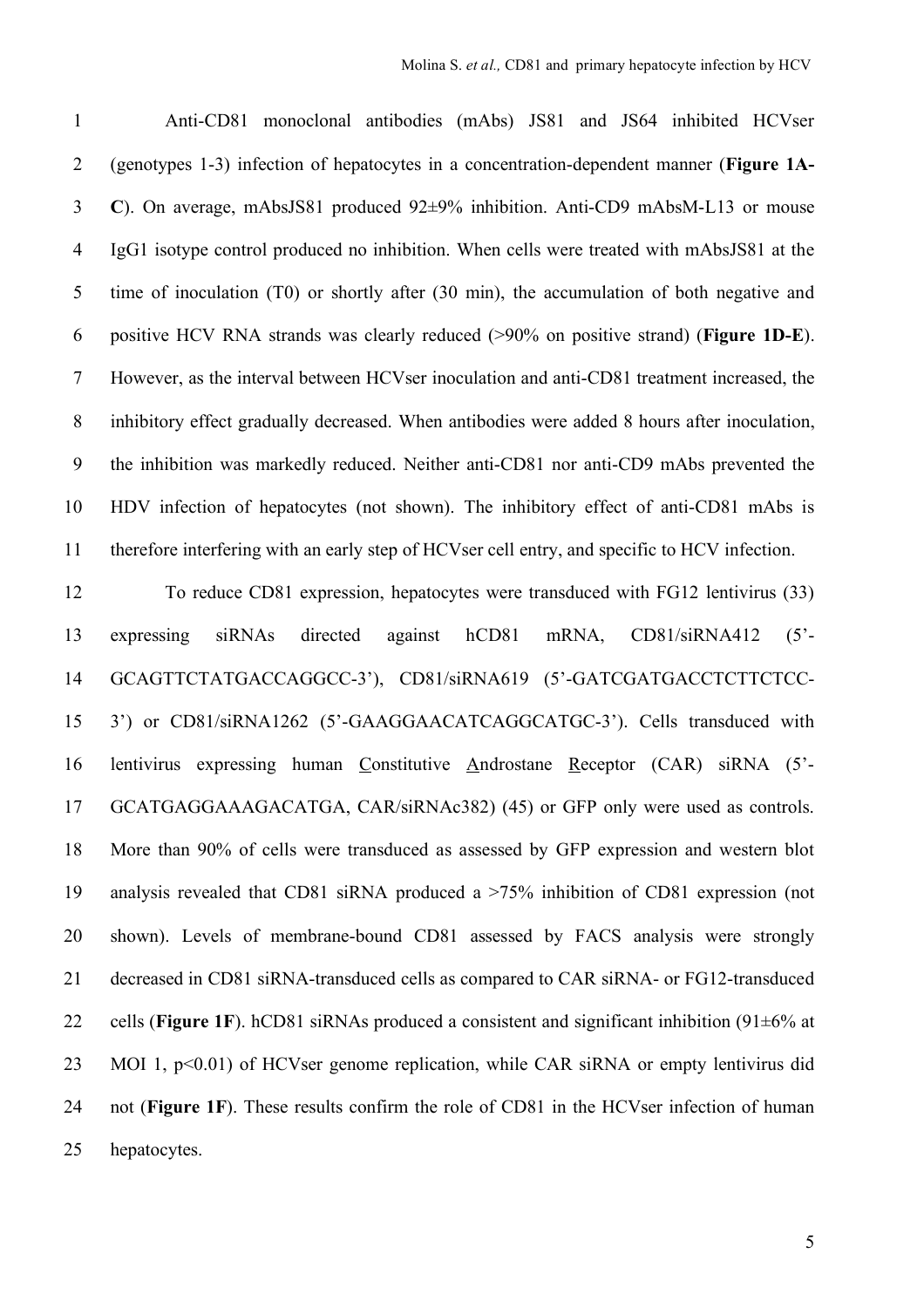Anti-CD81 monoclonal antibodies (mAbs) JS81 and JS64 inhibited HCVser (genotypes 1-3) infection of hepatocytes in a concentration-dependent manner (**Figure 1A-C**). On average, mAbsJS81 produced 92±9% inhibition. Anti-CD9 mAbsM-L13 or mouse IgG1 isotype control produced no inhibition. When cells were treated with mAbsJS81 at the time of inoculation (T0) or shortly after (30 min), the accumulation of both negative and positive HCV RNA strands was clearly reduced (>90% on positive strand) (**Figure 1D-E**). However, as the interval between HCVser inoculation and anti-CD81 treatment increased, the inhibitory effect gradually decreased. When antibodies were added 8 hours after inoculation, the inhibition was markedly reduced. Neither anti-CD81 nor anti-CD9 mAbs prevented the HDV infection of hepatocytes (not shown). The inhibitory effect of anti-CD81 mAbs is therefore interfering with an early step of HCVser cell entry, and specific to HCV infection.

To reduce CD81 expression, hepatocytes were transduced with FG12 lentivirus (33) expressing siRNAs directed against hCD81 mRNA, CD81/siRNA412 (5'-GCAGTTCTATGACCAGGCC-3'), CD81/siRNA619 (5'-GATCGATGACCTCTTCTCC-3') or CD81/siRNA1262 (5'-GAAGGAACATCAGGCATGC-3'). Cells transduced with lentivirus expressing human <u>C</u>onstitutive <u>A</u>ndrostane <u>R</u>eceptor (CAR) siRNA (5'-GCATGAGGAAAGACATGA, CAR/siRNAc382) (45) or GFP only were used as controls. More than 90% of cells were transduced as assessed by GFP expression and western blot analysis revealed that CD81 siRNA produced a >75% inhibition of CD81 expression (not shown). Levels of membrane-bound CD81 assessed by FACS analysis were strongly decreased in CD81 siRNA-transduced cells as compared to CAR siRNA- or FG12-transduced cells (**Figure 1F**). hCD81 siRNAs produced a consistent and significant inhibition (91±6% at MOI 1, $p<0.01$) of HCVser genome replication, while CAR siRNA or empty lentivirus did not (**Figure 1F**). These results confirm the role of CD81 in the HCVser infection of human hepatocytes.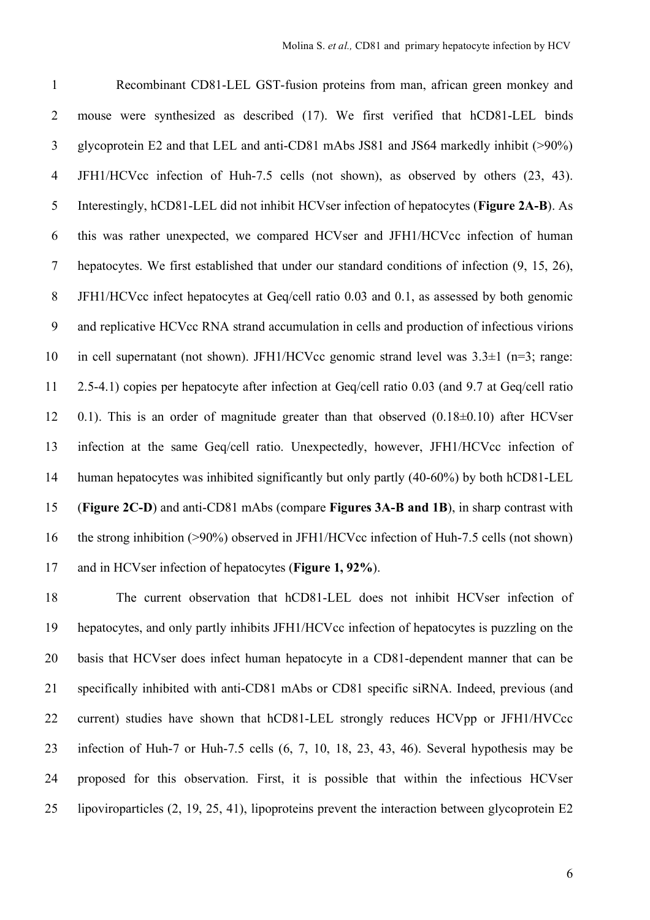Recombinant CD81-LEL GST-fusion proteins from man, african green monkey and mouse were synthesized as described (17). We first verified that hCD81-LEL binds glycoprotein E2 and that LEL and anti-CD81 mAbs JS81 and JS64 markedly inhibit (>90%) JFH1/HCVcc infection of Huh-7.5 cells (not shown), as observed by others (23, 43). Interestingly, hCD81-LEL did not inhibit HCVser infection of hepatocytes (**Figure 2A-B**). As this was rather unexpected, we compared HCVser and JFH1/HCVcc infection of human hepatocytes. We first established that under our standard conditions of infection (9, 15, 26), JFH1/HCVcc infect hepatocytes at Geq/cell ratio 0.03 and 0.1, as assessed by both genomic and replicative HCVcc RNA strand accumulation in cells and production of infectious virions in cell supernatant (not shown). JFH1/HCVcc genomic strand level was 3.3±1 (n=3; range: 2.5-4.1) copies per hepatocyte after infection at Geq/cell ratio 0.03 (and 9.7 at Geq/cell ratio 0.1). This is an order of magnitude greater than that observed (0.18±0.10) after HCVser infection at the same Geq/cell ratio. Unexpectedly, however, JFH1/HCVcc infection of human hepatocytes was inhibited significantly but only partly (40-60%) by both hCD81-LEL (**Figure 2C-D**) and anti-CD81 mAbs (compare **Figures 3A-B and 1B**), in sharp contrast with the strong inhibition (>90%) observed in JFH1/HCVcc infection of Huh-7.5 cells (not shown) and in HCVser infection of hepatocytes (**Figure 1, 92%**).

The current observation that hCD81-LEL does not inhibit HCVser infection of hepatocytes, and only partly inhibits JFH1/HCVcc infection of hepatocytes is puzzling on the basis that HCVser does infect human hepatocyte in a CD81-dependent manner that can be specifically inhibited with anti-CD81 mAbs or CD81 specific siRNA. Indeed, previous (and current) studies have shown that hCD81-LEL strongly reduces HCVpp or JFH1/HVCcc infection of Huh-7 or Huh-7.5 cells (6, 7, 10, 18, 23, 43, 46). Several hypothesis may be proposed for this observation. First, it is possible that within the infectious HCVser lipoviroparticles (2, 19, 25, 41), lipoproteins prevent the interaction between glycoprotein E2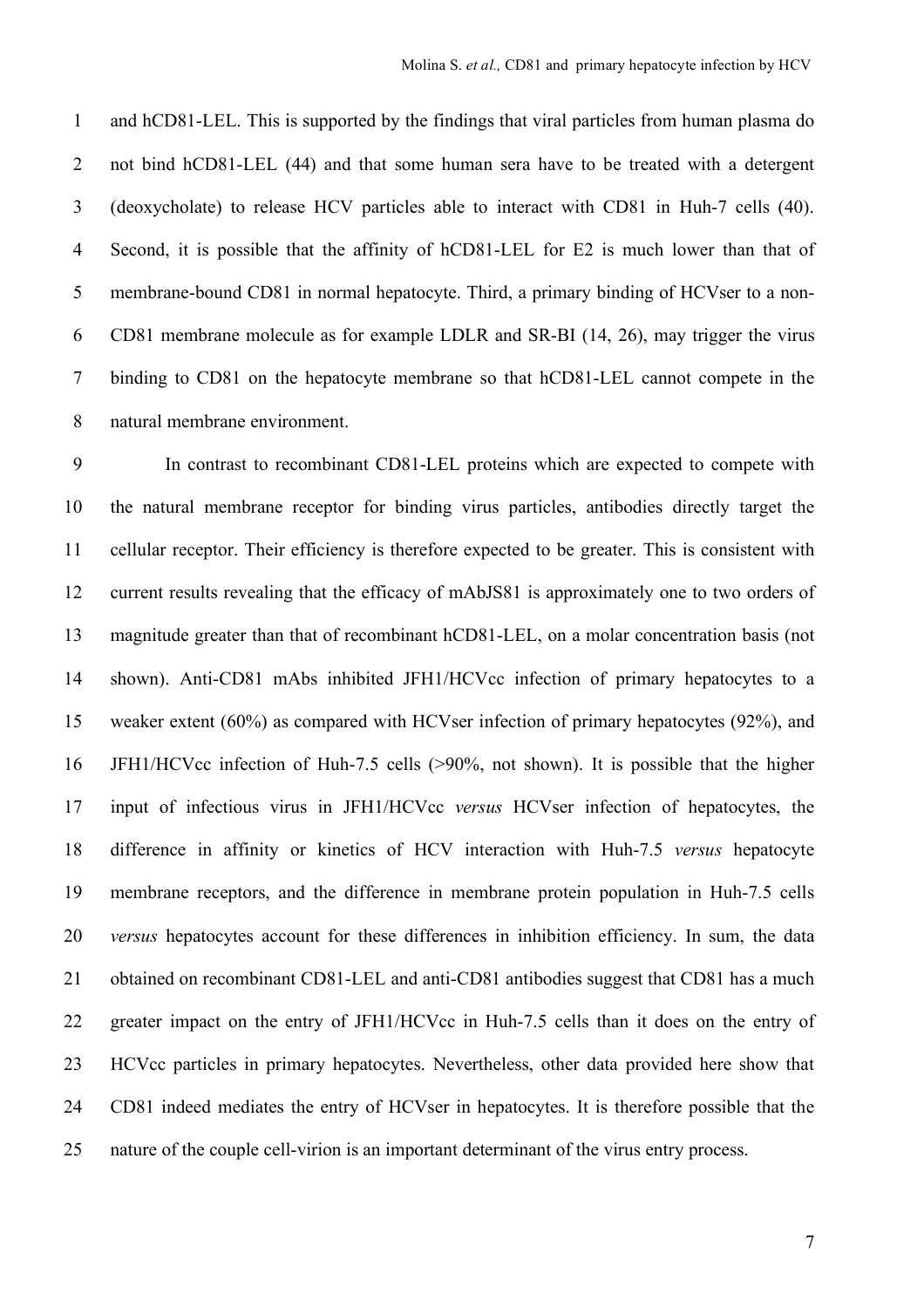and hCD81-LEL. This is supported by the findings that viral particles from human plasma do not bind hCD81-LEL (44) and that some human sera have to be treated with a detergent (deoxycholate) to release HCV particles able to interact with CD81 in Huh-7 cells (40). Second, it is possible that the affinity of hCD81-LEL for E2 is much lower than that of membrane-bound CD81 in normal hepatocyte. Third, a primary binding of HCVser to a non-CD81 membrane molecule as for example LDLR and SR-BI (14, 26), may trigger the virus binding to CD81 on the hepatocyte membrane so that hCD81-LEL cannot compete in the natural membrane environment.

In contrast to recombinant CD81-LEL proteins which are expected to compete with the natural membrane receptor for binding virus particles, antibodies directly target the cellular receptor. Their efficiency is therefore expected to be greater. This is consistent with current results revealing that the efficacy of mAbJS81 is approximately one to two orders of magnitude greater than that of recombinant hCD81-LEL, on a molar concentration basis (not shown). Anti-CD81 mAbs inhibited JFH1/HCVcc infection of primary hepatocytes to a weaker extent (60%) as compared with HCVser infection of primary hepatocytes (92%), and JFH1/HCVcc infection of Huh-7.5 cells (>90%, not shown). It is possible that the higher input of infectious virus in JFH1/HCVcc *versus* HCVser infection of hepatocytes, the difference in affinity or kinetics of HCV interaction with Huh-7.5 *versus* hepatocyte membrane receptors, and the difference in membrane protein population in Huh-7.5 cells *versus* hepatocytes account for these differences in inhibition efficiency. In sum, the data obtained on recombinant CD81-LEL and anti-CD81 antibodies suggest that CD81 has a much greater impact on the entry of JFH1/HCVcc in Huh-7.5 cells than it does on the entry of HCVcc particles in primary hepatocytes. Nevertheless, other data provided here show that CD81 indeed mediates the entry of HCVser in hepatocytes. It is therefore possible that the nature of the couple cell-virion is an important determinant of the virus entry process.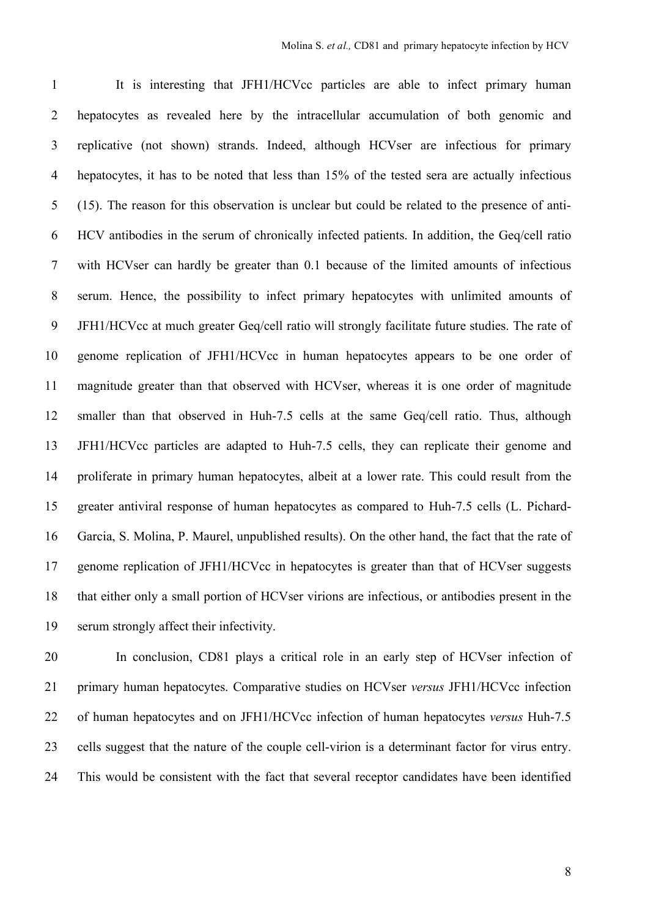It is interesting that JFH1/HCVcc particles are able to infect primary human hepatocytes as revealed here by the intracellular accumulation of both genomic and replicative (not shown) strands. Indeed, although HCVser are infectious for primary hepatocytes, it has to be noted that less than 15% of the tested sera are actually infectious (15). The reason for this observation is unclear but could be related to the presence of anti-HCV antibodies in the serum of chronically infected patients. In addition, the Geq/cell ratio with HCVser can hardly be greater than 0.1 because of the limited amounts of infectious serum. Hence, the possibility to infect primary hepatocytes with unlimited amounts of JFH1/HCVcc at much greater Geq/cell ratio will strongly facilitate future studies. The rate of genome replication of JFH1/HCVcc in human hepatocytes appears to be one order of magnitude greater than that observed with HCVser, whereas it is one order of magnitude smaller than that observed in Huh-7.5 cells at the same Geq/cell ratio. Thus, although JFH1/HCVcc particles are adapted to Huh-7.5 cells, they can replicate their genome and proliferate in primary human hepatocytes, albeit at a lower rate. This could result from the greater antiviral response of human hepatocytes as compared to Huh-7.5 cells (L. Pichard-Garcia, S. Molina, P. Maurel, unpublished results). On the other hand, the fact that the rate of genome replication of JFH1/HCVcc in hepatocytes is greater than that of HCVser suggests that either only a small portion of HCVser virions are infectious, or antibodies present in the serum strongly affect their infectivity.

In conclusion, CD81 plays a critical role in an early step of HCVser infection of primary human hepatocytes. Comparative studies on HCVser *versus* JFH1/HCVcc infection of human hepatocytes and on JFH1/HCVcc infection of human hepatocytes *versus* Huh-7.5 cells suggest that the nature of the couple cell-virion is a determinant factor for virus entry. This would be consistent with the fact that several receptor candidates have been identified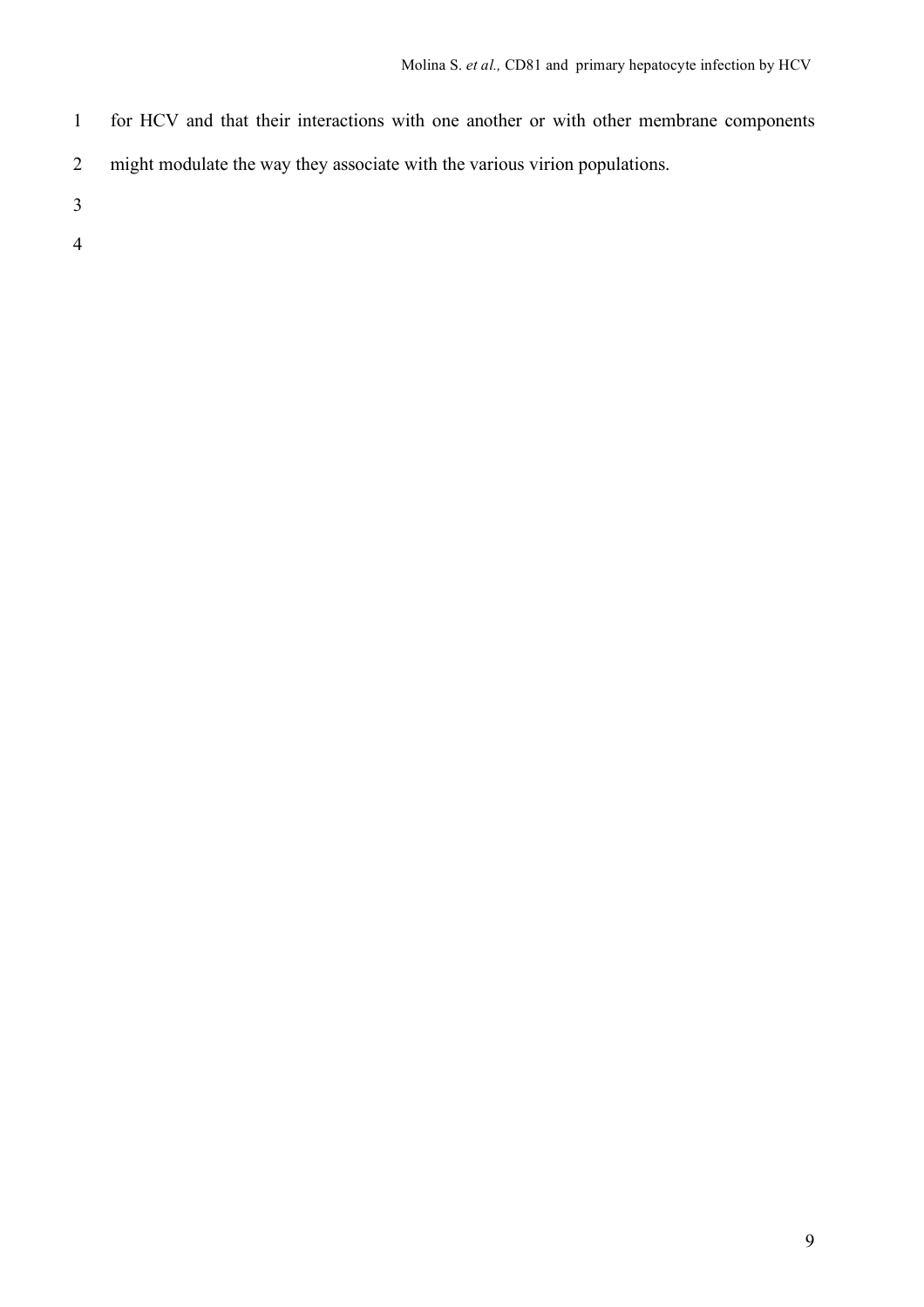for HCV and that their interactions with one another or with other membrane components might modulate the way they associate with the various virion populations.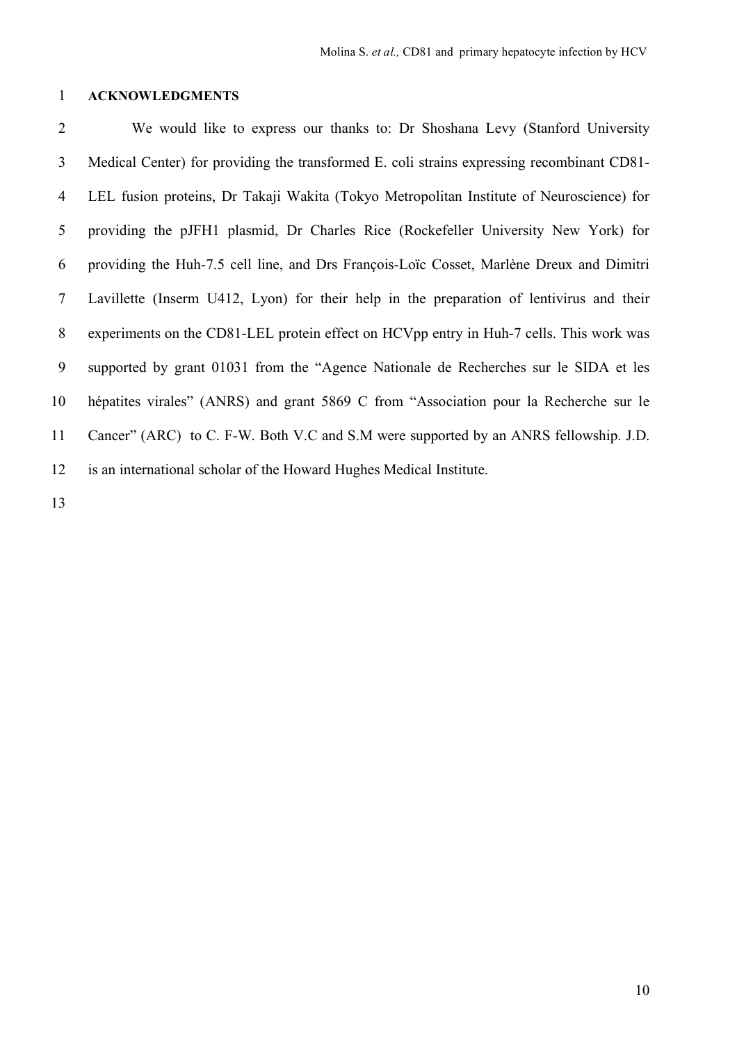## ACKNOWLEDGMENTS

We would like to express our thanks to: Dr Shoshana Levy (Stanford University Medical Center) for providing the transformed E. coli strains expressing recombinant CD81-LEL fusion proteins, Dr Takaji Wakita (Tokyo Metropolitan Institute of Neuroscience) for providing the pJFH1 plasmid, Dr Charles Rice (Rockefeller University New York) for providing the Huh-7.5 cell line, and Drs François-Loïc Cosset, Marlène Dreux and Dimitri Lavillette (Inserm U412, Lyon) for their help in the preparation of lentivirus and their experiments on the CD81-LEL protein effect on HCVpp entry in Huh-7 cells. This work was supported by grant 01031 from the "Agence Nationale de Recherches sur le SIDA et les hépatites virales" (ANRS) and grant 5869 C from "Association pour la Recherche sur le Cancer" (ARC) to C. F-W. Both V.C and S.M were supported by an ANRS fellowship. J.D. is an international scholar of the Howard Hughes Medical Institute.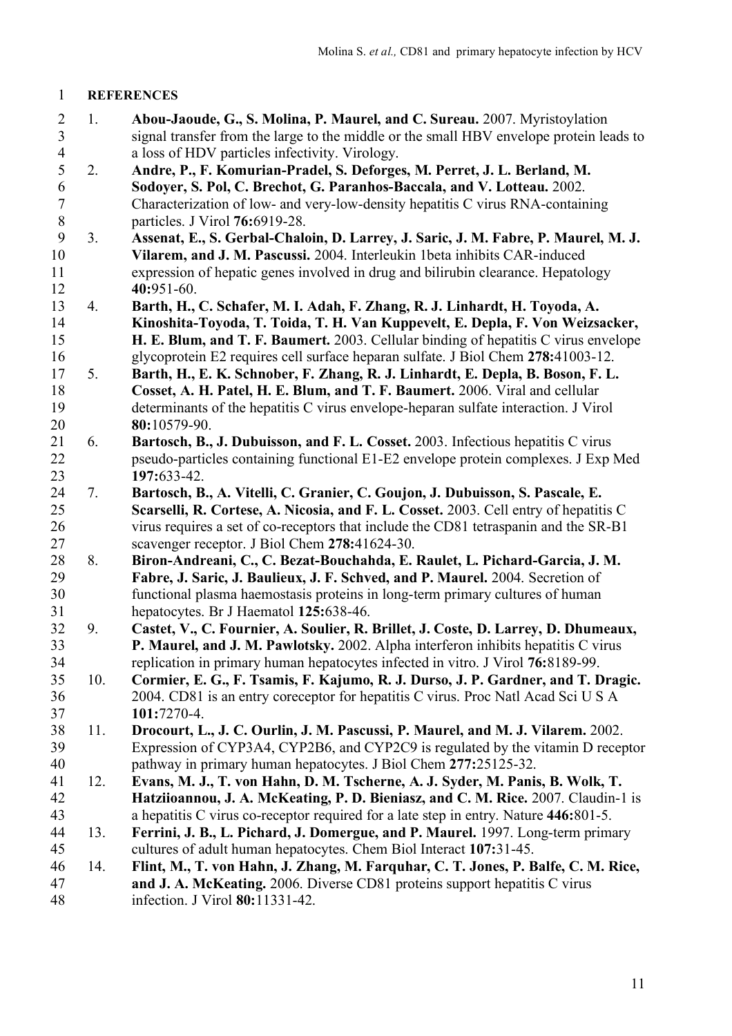# REFERENCES

1. **Abou-Jaoude, G., S. Molina, P. Maurel, and C. Sureau.** 2007. Myristoylation signal transfer from the large to the middle or the small HBV envelope protein leads to a loss of HDV particles infectivity. Virology.
2. **Andre, P., F. Komurian-Pradel, S. Deforges, M. Perret, J. L. Berland, M. Sodoyer, S. Pol, C. Brechot, G. Paranhos-Baccala, and V. Lotteau.** 2002. Characterization of low- and very-low-density hepatitis C virus RNA-containing particles. J Virol **76:**6919-28.
3. **Assenat, E., S. Gerbal-Chaloin, D. Larrey, J. Saric, J. M. Fabre, P. Maurel, M. J. Vilarem, and J. M. Pascussi.** 2004. Interleukin 1beta inhibits CAR-induced expression of hepatic genes involved in drug and bilirubin clearance. Hepatology **40:**951-60.
4. **Barth, H., C. Schafer, M. I. Adah, F. Zhang, R. J. Linhardt, H. Toyoda, A. Kinoshita-Toyoda, T. Toida, T. H. Van Kuppevelt, E. Depla, F. Von Weizsacker, H. E. Blum, and T. F. Baumert.** 2003. Cellular binding of hepatitis C virus envelope glycoprotein E2 requires cell surface heparan sulfate. J Biol Chem **278:**41003-12.
5. **Barth, H., E. K. Schnober, F. Zhang, R. J. Linhardt, E. Depla, B. Boson, F. L. Cosset, A. H. Patel, H. E. Blum, and T. F. Baumert.** 2006. Viral and cellular determinants of the hepatitis C virus envelope-heparan sulfate interaction. J Virol **80:**10579-90.
6. **Bartosch, B., J. Dubuisson, and F. L. Cosset.** 2003. Infectious hepatitis C virus pseudo-particles containing functional E1-E2 envelope protein complexes. J Exp Med **197:**633-42.
7. **Bartosch, B., A. Vitelli, C. Granier, C. Goujon, J. Dubuisson, S. Pascale, E. Scarselli, R. Cortese, A. Nicosia, and F. L. Cosset.** 2003. Cell entry of hepatitis C virus requires a set of co-receptors that include the CD81 tetraspanin and the SR-B1 scavenger receptor. J Biol Chem **278:**41624-30.
8. **Biron-Andreani, C., C. Bezat-Bouchahda, E. Raulet, L. Pichard-Garcia, J. M. Fabre, J. Saric, J. Baulieux, J. F. Schved, and P. Maurel.** 2004. Secretion of functional plasma haemostasis proteins in long-term primary cultures of human hepatocytes. Br J Haematol **125:**638-46.
9. **Castet, V., C. Fournier, A. Soulier, R. Brillet, J. Coste, D. Larrey, D. Dhumeaux, P. Maurel, and J. M. Pawlotsky.** 2002. Alpha interferon inhibits hepatitis C virus replication in primary human hepatocytes infected in vitro. J Virol **76:**8189-99.
10. **Cormier, E. G., F. Tsamis, F. Kajumo, R. J. Durso, J. P. Gardner, and T. Dragic.** 2004. CD81 is an entry coreceptor for hepatitis C virus. Proc Natl Acad Sci U S A **101:**7270-4.
11. **Drocourt, L., J. C. Ourlin, J. M. Pascussi, P. Maurel, and M. J. Vilarem.** 2002. Expression of CYP3A4, CYP2B6, and CYP2C9 is regulated by the vitamin D receptor pathway in primary human hepatocytes. J Biol Chem **277:**25125-32.
12. **Evans, M. J., T. von Hahn, D. M. Tscherne, A. J. Syder, M. Panis, B. Wolk, T. Hatziioannou, J. A. McKeating, P. D. Bieniasz, and C. M. Rice.** 2007. Claudin-1 is a hepatitis C virus co-receptor required for a late step in entry. Nature **446:**801-5.
13. **Ferrini, J. B., L. Pichard, J. Domergue, and P. Maurel.** 1997. Long-term primary cultures of adult human hepatocytes. Chem Biol Interact **107:**31-45.
14. **Flint, M., T. von Hahn, J. Zhang, M. Farquhar, C. T. Jones, P. Balfe, C. M. Rice, and J. A. McKeating.** 2006. Diverse CD81 proteins support hepatitis C virus infection. J Virol **80:**11331-42.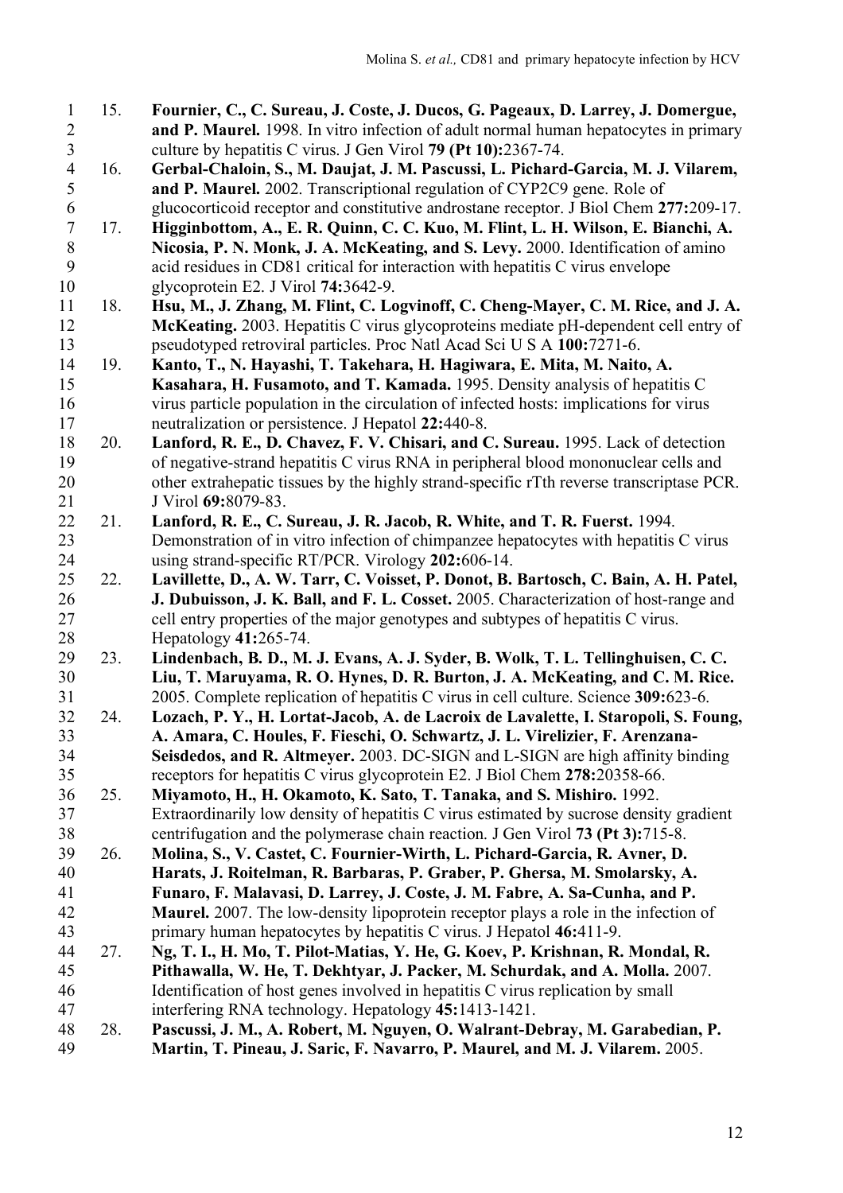15. **Fournier, C., C. Sureau, J. Coste, J. Ducos, G. Pageaux, D. Larrey, J. Domergue, and P. Maurel.** 1998. In vitro infection of adult normal human hepatocytes in primary culture by hepatitis C virus. J Gen Virol **79 (Pt 10):**2367-74.
16. **Gerbal-Chaloin, S., M. Daujat, J. M. Pascussi, L. Pichard-Garcia, M. J. Vilarem, and P. Maurel.** 2002. Transcriptional regulation of CYP2C9 gene. Role of glucocorticoid receptor and constitutive androstane receptor. J Biol Chem **277:**209-17.
17. **Higginbottom, A., E. R. Quinn, C. C. Kuo, M. Flint, L. H. Wilson, E. Bianchi, A. Nicosia, P. N. Monk, J. A. McKeating, and S. Levy.** 2000. Identification of amino acid residues in CD81 critical for interaction with hepatitis C virus envelope glycoprotein E2. J Virol **74:**3642-9.
18. **Hsu, M., J. Zhang, M. Flint, C. Logvinoff, C. Cheng-Mayer, C. M. Rice, and J. A. McKeating.** 2003. Hepatitis C virus glycoproteins mediate pH-dependent cell entry of pseudotyped retroviral particles. Proc Natl Acad Sci U S A **100:**7271-6.
19. **Kanto, T., N. Hayashi, T. Takehara, H. Hagiwara, E. Mita, M. Naito, A. Kasahara, H. Fusamoto, and T. Kamada.** 1995. Density analysis of hepatitis C virus particle population in the circulation of infected hosts: implications for virus neutralization or persistence. J Hepatol **22:**440-8.
20. **Lanford, R. E., D. Chavez, F. V. Chisari, and C. Sureau.** 1995. Lack of detection of negative-strand hepatitis C virus RNA in peripheral blood mononuclear cells and other extrahepatic tissues by the highly strand-specific rTth reverse transcriptase PCR. J Virol **69:**8079-83.
21. **Lanford, R. E., C. Sureau, J. R. Jacob, R. White, and T. R. Fuerst.** 1994. Demonstration of in vitro infection of chimpanzee hepatocytes with hepatitis C virus using strand-specific RT/PCR. Virology **202:**606-14.
22. **Lavillette, D., A. W. Tarr, C. Voisset, P. Donot, B. Bartosch, C. Bain, A. H. Patel, J. Dubuisson, J. K. Ball, and F. L. Cosset.** 2005. Characterization of host-range and cell entry properties of the major genotypes and subtypes of hepatitis C virus. Hepatology **41:**265-74.
23. **Lindenbach, B. D., M. J. Evans, A. J. Syder, B. Wolk, T. L. Tellinghuisen, C. C. Liu, T. Maruyama, R. O. Hynes, D. R. Burton, J. A. McKeating, and C. M. Rice.** 2005. Complete replication of hepatitis C virus in cell culture. Science **309:**623-6.
24. **Lozach, P. Y., H. Lortat-Jacob, A. de Lacroix de Lavalette, I. Staropoli, S. Foung, A. Amara, C. Houles, F. Fieschi, O. Schwartz, J. L. Virelizier, F. Arenzana-Seisdedos, and R. Altmeyer.** 2003. DC-SIGN and L-SIGN are high affinity binding receptors for hepatitis C virus glycoprotein E2. J Biol Chem **278:**20358-66.
25. **Miyamoto, H., H. Okamoto, K. Sato, T. Tanaka, and S. Mishiro.** 1992. Extraordinarily low density of hepatitis C virus estimated by sucrose density gradient centrifugation and the polymerase chain reaction. J Gen Virol **73 (Pt 3):**715-8.
26. **Molina, S., V. Castet, C. Fournier-Wirth, L. Pichard-Garcia, R. Avner, D. Harats, J. Roitelman, R. Barbaras, P. Graber, P. Ghersa, M. Smolarsky, A. Funaro, F. Malavasi, D. Larrey, J. Coste, J. M. Fabre, A. Sa-Cunha, and P. Maurel.** 2007. The low-density lipoprotein receptor plays a role in the infection of primary human hepatocytes by hepatitis C virus. J Hepatol **46:**411-9.
27. **Ng, T. I., H. Mo, T. Pilot-Matias, Y. He, G. Koev, P. Krishnan, R. Mondal, R. Pithawalla, W. He, T. Dekhtyar, J. Packer, M. Schurdak, and A. Molla.** 2007. Identification of host genes involved in hepatitis C virus replication by small interfering RNA technology. Hepatology **45:**1413-1421.
28. **Pascussi, J. M., A. Robert, M. Nguyen, O. Walrant-Debray, M. Garabedian, P. Martin, T. Pineau, J. Saric, F. Navarro, P. Maurel, and M. J. Vilarem.** 2005.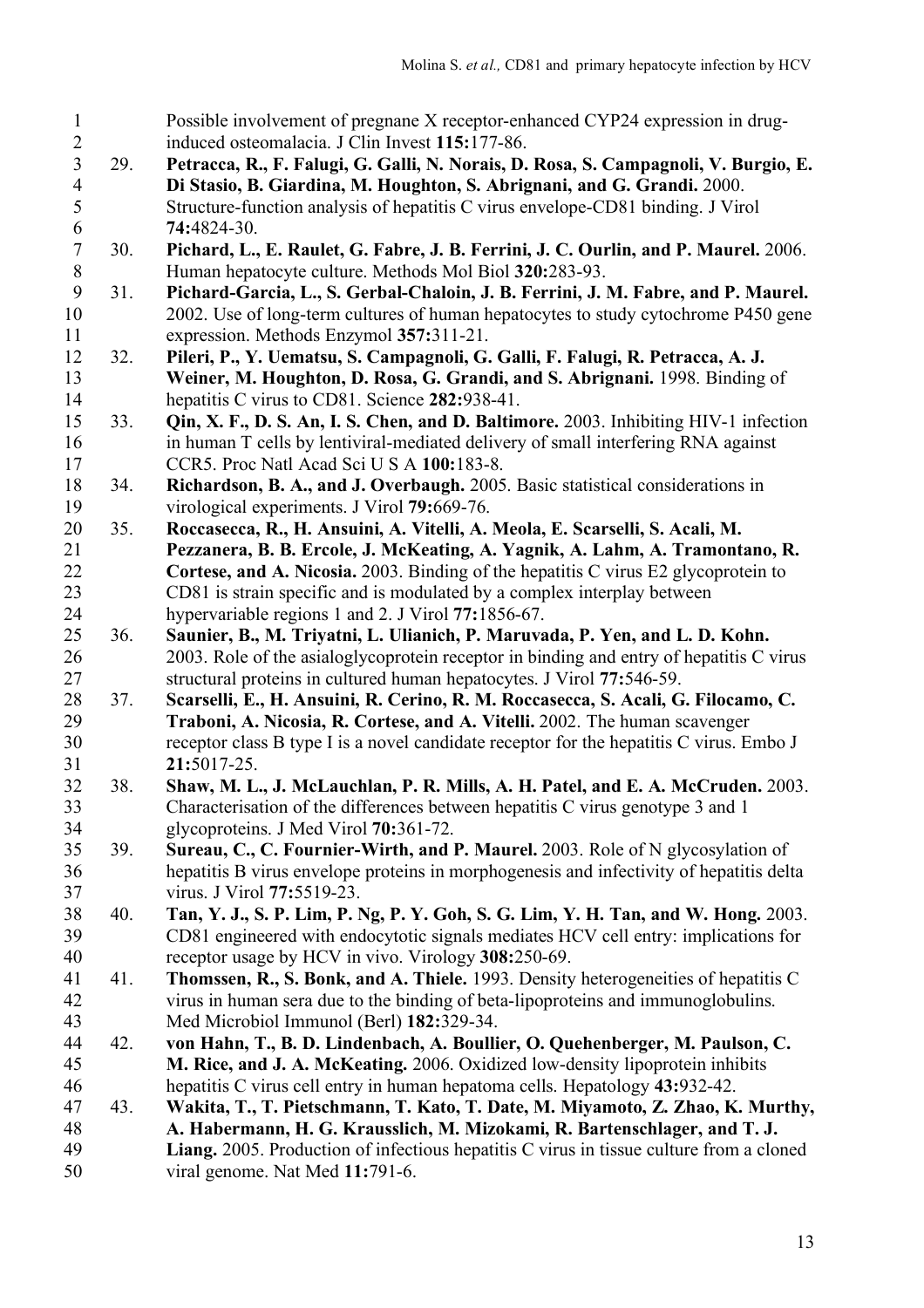Possible involvement of pregnane X receptor-enhanced CYP24 expression in drug-induced osteomalacia. J Clin Invest **115:**177-86.

29. **Petracca, R., F. Falugi, G. Galli, N. Norais, D. Rosa, S. Campagnoli, V. Burgio, E. Di Stasio, B. Giardina, M. Houghton, S. Abrignani, and G. Grandi.** 2000. Structure-function analysis of hepatitis C virus envelope-CD81 binding. J Virol **74:**4824-30.
30. **Pichard, L., E. Raulet, G. Fabre, J. B. Ferrini, J. C. Ourlin, and P. Maurel.** 2006. Human hepatocyte culture. Methods Mol Biol **320:**283-93.
31. **Pichard-Garcia, L., S. Gerbal-Chaloin, J. B. Ferrini, J. M. Fabre, and P. Maurel.** 2002. Use of long-term cultures of human hepatocytes to study cytochrome P450 gene expression. Methods Enzymol **357:**311-21.
32. **Pileri, P., Y. Uematsu, S. Campagnoli, G. Galli, F. Falugi, R. Petracca, A. J. Weiner, M. Houghton, D. Rosa, G. Grandi, and S. Abrignani.** 1998. Binding of hepatitis C virus to CD81. Science **282:**938-41.
33. **Qin, X. F., D. S. An, I. S. Chen, and D. Baltimore.** 2003. Inhibiting HIV-1 infection in human T cells by lentiviral-mediated delivery of small interfering RNA against CCR5. Proc Natl Acad Sci U S A **100:**183-8.
34. **Richardson, B. A., and J. Overbaugh.** 2005. Basic statistical considerations in virological experiments. J Virol **79:**669-76.
35. **Roccasecca, R., H. Ansuini, A. Vitelli, A. Meola, E. Scarselli, S. Acali, M. Pezzanera, B. B. Ercole, J. McKeating, A. Yagnik, A. Lahm, A. Tramontano, R. Cortese, and A. Nicosia.** 2003. Binding of the hepatitis C virus E2 glycoprotein to CD81 is strain specific and is modulated by a complex interplay between hypervariable regions 1 and 2. J Virol **77:**1856-67.
36. **Saunier, B., M. Triyatni, L. Ulianich, P. Maruvada, P. Yen, and L. D. Kohn.** 2003. Role of the asialoglycoprotein receptor in binding and entry of hepatitis C virus structural proteins in cultured human hepatocytes. J Virol **77:**546-59.
37. **Scarselli, E., H. Ansuini, R. Cerino, R. M. Roccasecca, S. Acali, G. Filocamo, C. Traboni, A. Nicosia, R. Cortese, and A. Vitelli.** 2002. The human scavenger receptor class B type I is a novel candidate receptor for the hepatitis C virus. Embo J **21:**5017-25.
38. **Shaw, M. L., J. McLauchlan, P. R. Mills, A. H. Patel, and E. A. McCruden.** 2003. Characterisation of the differences between hepatitis C virus genotype 3 and 1 glycoproteins. J Med Virol **70:**361-72.
39. **Sureau, C., C. Fournier-Wirth, and P. Maurel.** 2003. Role of N glycosylation of hepatitis B virus envelope proteins in morphogenesis and infectivity of hepatitis delta virus. J Virol **77:**5519-23.
40. **Tan, Y. J., S. P. Lim, P. Ng, P. Y. Goh, S. G. Lim, Y. H. Tan, and W. Hong.** 2003. CD81 engineered with endocytotic signals mediates HCV cell entry: implications for receptor usage by HCV in vivo. Virology **308:**250-69.
41. **Thomssen, R., S. Bonk, and A. Thiele.** 1993. Density heterogeneities of hepatitis C virus in human sera due to the binding of beta-lipoproteins and immunoglobulins. Med Microbiol Immunol (Berl) **182:**329-34.
42. **von Hahn, T., B. D. Lindenbach, A. Boullier, O. Quehenberger, M. Paulson, C. M. Rice, and J. A. McKeating.** 2006. Oxidized low-density lipoprotein inhibits hepatitis C virus cell entry in human hepatoma cells. Hepatology **43:**932-42.
43. **Wakita, T., T. Pietschmann, T. Kato, T. Date, M. Miyamoto, Z. Zhao, K. Murthy, A. Habermann, H. G. Krausslich, M. Mizokami, R. Bartenschlager, and T. J. Liang.** 2005. Production of infectious hepatitis C virus in tissue culture from a cloned viral genome. Nat Med **11:**791-6.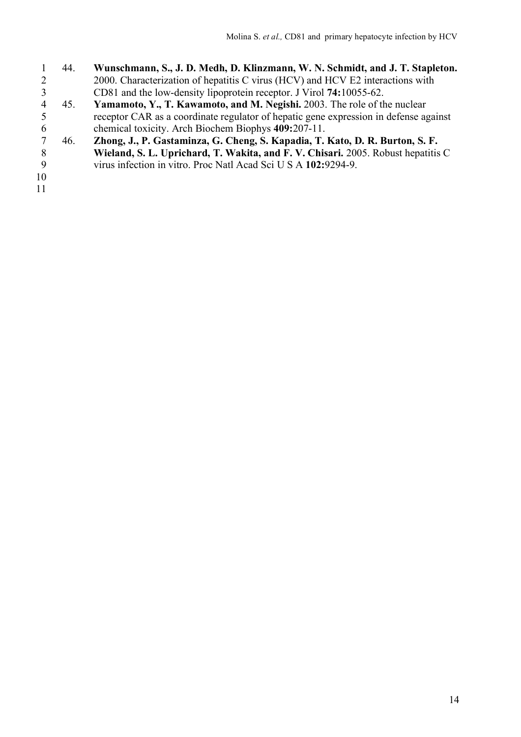44. **Wunschmann, S., J. D. Medh, D. Klinzmann, W. N. Schmidt, and J. T. Stapleton.** 2000. Characterization of hepatitis C virus (HCV) and HCV E2 interactions with CD81 and the low-density lipoprotein receptor. J Virol **74:**10055-62.
45. **Yamamoto, Y., T. Kawamoto, and M. Negishi.** 2003. The role of the nuclear receptor CAR as a coordinate regulator of hepatic gene expression in defense against chemical toxicity. Arch Biochem Biophys **409:**207-11.
46. **Zhong, J., P. Gastaminza, G. Cheng, S. Kapadia, T. Kato, D. R. Burton, S. F. Wieland, S. L. Uprichard, T. Wakita, and F. V. Chisari.** 2005. Robust hepatitis C virus infection in vitro. Proc Natl Acad Sci U S A **102:**9294-9.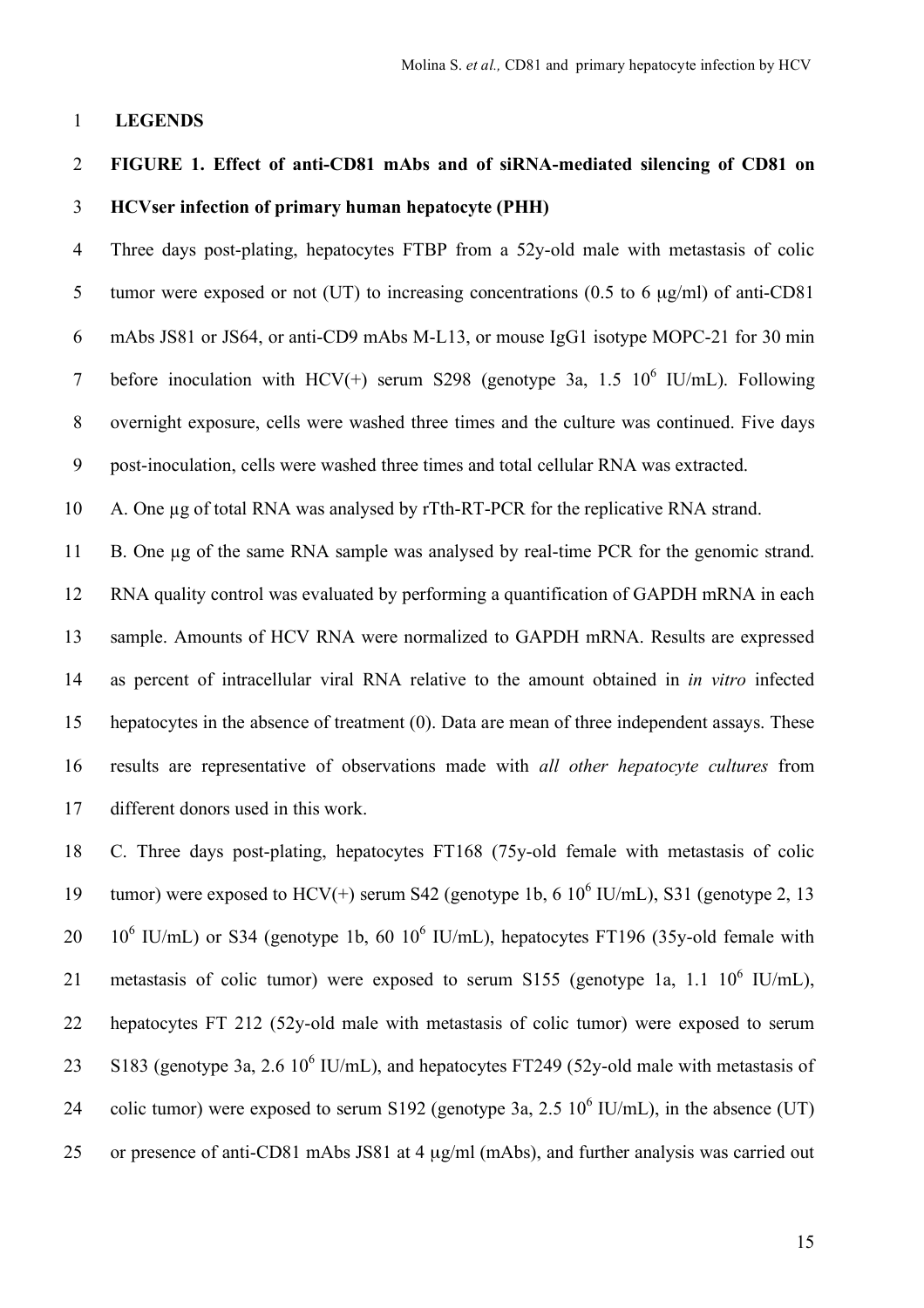## LEGENDS

**FIGURE 1. Effect of anti-CD81 mAbs and of siRNA-mediated silencing of CD81 on HCVser infection of primary human hepatocyte (PHH)**

Three days post-plating, hepatocytes FTBP from a 52y-old male with metastasis of colic tumor were exposed or not (UT) to increasing concentrations (0.5 to 6 µg/ml) of anti-CD81 mAbs JS81 or JS64, or anti-CD9 mAbs M-L13, or mouse IgG1 isotype MOPC-21 for 30 min before inoculation with HCV(+) serum S298 (genotype 3a, 1.5 $10^6$ IU/mL). Following overnight exposure, cells were washed three times and the culture was continued. Five days post-inoculation, cells were washed three times and total cellular RNA was extracted.

A. One µg of total RNA was analysed by rTth-RT-PCR for the replicative RNA strand.

B. One µg of the same RNA sample was analysed by real-time PCR for the genomic strand. RNA quality control was evaluated by performing a quantification of GAPDH mRNA in each sample. Amounts of HCV RNA were normalized to GAPDH mRNA. Results are expressed as percent of intracellular viral RNA relative to the amount obtained in *in vitro* infected hepatocytes in the absence of treatment (0). Data are mean of three independent assays. These results are representative of observations made with *all other hepatocyte cultures* from different donors used in this work.

C. Three days post-plating, hepatocytes FT168 (75y-old female with metastasis of colic tumor) were exposed to HCV(+) serum S42 (genotype 1b, 6 $10^6$ IU/mL), S31 (genotype 2, 13 $10^6$ IU/mL) or S34 (genotype 1b, 60 $10^6$ IU/mL), hepatocytes FT196 (35y-old female with metastasis of colic tumor) were exposed to serum S155 (genotype 1a, 1.1 $10^6$ IU/mL), hepatocytes FT 212 (52y-old male with metastasis of colic tumor) were exposed to serum S183 (genotype 3a, 2.6 $10^6$ IU/mL), and hepatocytes FT249 (52y-old male with metastasis of colic tumor) were exposed to serum S192 (genotype 3a, 2.5 $10^6$ IU/mL), in the absence (UT) or presence of anti-CD81 mAbs JS81 at 4 µg/ml (mAbs), and further analysis was carried out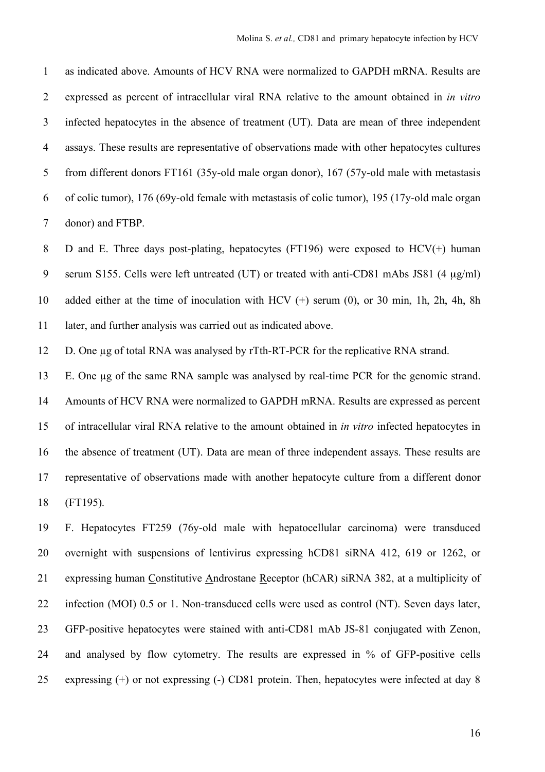as indicated above. Amounts of HCV RNA were normalized to GAPDH mRNA. Results are expressed as percent of intracellular viral RNA relative to the amount obtained in *in vitro* infected hepatocytes in the absence of treatment (UT). Data are mean of three independent assays. These results are representative of observations made with other hepatocytes cultures from different donors FT161 (35y-old male organ donor), 167 (57y-old male with metastasis of colic tumor), 176 (69y-old female with metastasis of colic tumor), 195 (17y-old male organ donor) and FTBP.

D and E. Three days post-plating, hepatocytes (FT196) were exposed to HCV(+) human serum S155. Cells were left untreated (UT) or treated with anti-CD81 mAbs JS81 (4 μg/ml) added either at the time of inoculation with HCV (+) serum (0), or 30 min, 1h, 2h, 4h, 8h later, and further analysis was carried out as indicated above.

D. One μg of total RNA was analysed by rTth-RT-PCR for the replicative RNA strand.

E. One μg of the same RNA sample was analysed by real-time PCR for the genomic strand. Amounts of HCV RNA were normalized to GAPDH mRNA. Results are expressed as percent of intracellular viral RNA relative to the amount obtained in *in vitro* infected hepatocytes in the absence of treatment (UT). Data are mean of three independent assays. These results are representative of observations made with another hepatocyte culture from a different donor (FT195).

F. Hepatocytes FT259 (76y-old male with hepatocellular carcinoma) were transduced overnight with suspensions of lentivirus expressing hCD81 siRNA 412, 619 or 1262, or expressing human Constitutive Androstane Receptor (hCAR) siRNA 382, at a multiplicity of infection (MOI) 0.5 or 1. Non-transduced cells were used as control (NT). Seven days later, GFP-positive hepatocytes were stained with anti-CD81 mAb JS-81 conjugated with Zenon, and analysed by flow cytometry. The results are expressed in % of GFP-positive cells expressing (+) or not expressing (-) CD81 protein. Then, hepatocytes were infected at day 8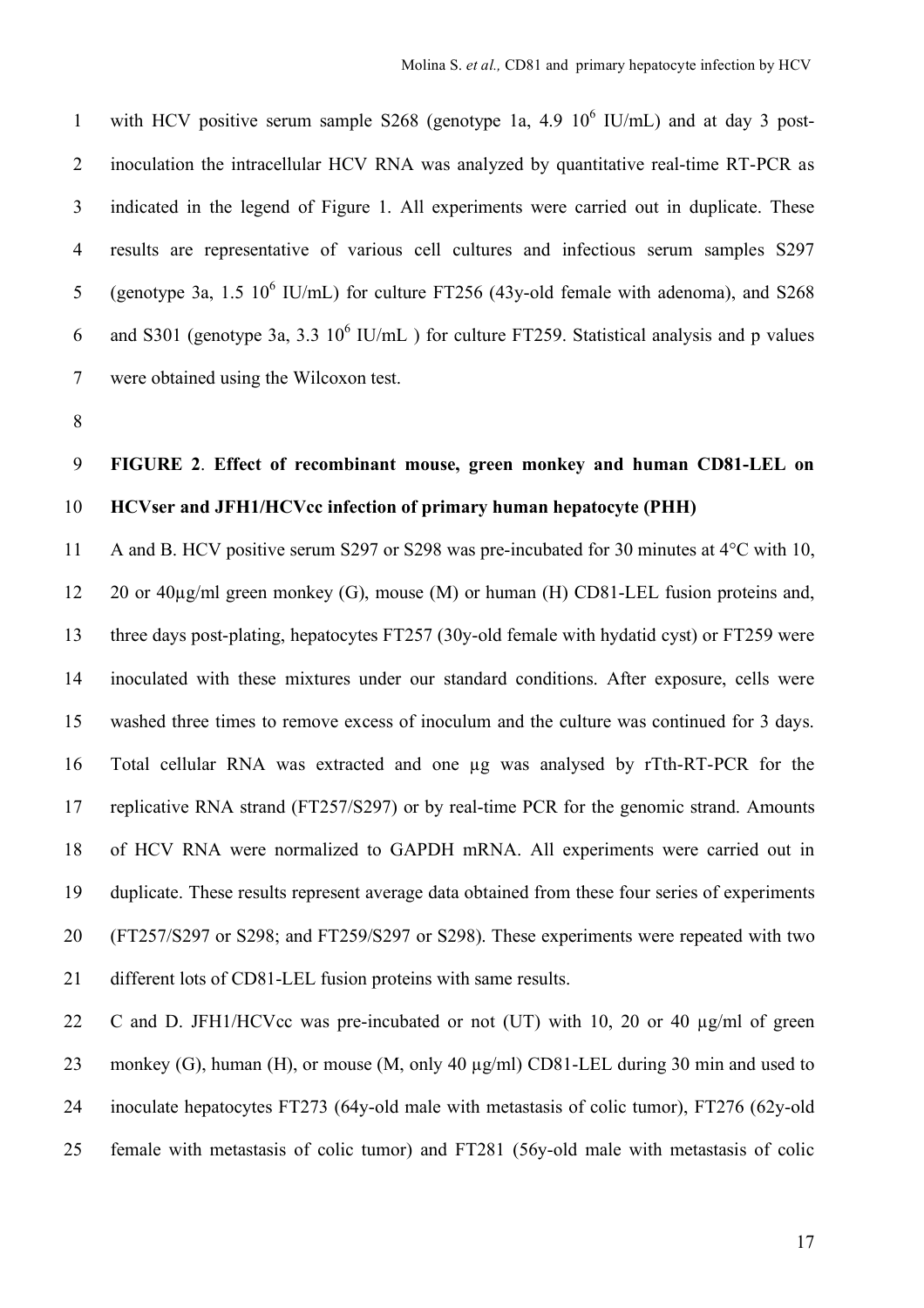with HCV positive serum sample S268 (genotype 1a, 4.9 $10^6$ IU/mL) and at day 3 post-inoculation the intracellular HCV RNA was analyzed by quantitative real-time RT-PCR as indicated in the legend of Figure 1. All experiments were carried out in duplicate. These results are representative of various cell cultures and infectious serum samples S297 (genotype 3a, 1.5 $10^6$ IU/mL) for culture FT256 (43y-old female with adenoma), and S268 and S301 (genotype 3a, 3.3 $10^6$ IU/mL ) for culture FT259. Statistical analysis and p values were obtained using the Wilcoxon test.

**FIGURE 2**. **Effect of recombinant mouse, green monkey and human CD81-LEL on HCVser and JFH1/HCVcc infection of primary human hepatocyte (PHH)**

A and B. HCV positive serum S297 or S298 was pre-incubated for 30 minutes at 4°C with 10, 20 or 40µg/ml green monkey (G), mouse (M) or human (H) CD81-LEL fusion proteins and, three days post-plating, hepatocytes FT257 (30y-old female with hydatid cyst) or FT259 were inoculated with these mixtures under our standard conditions. After exposure, cells were washed three times to remove excess of inoculum and the culture was continued for 3 days. Total cellular RNA was extracted and one µg was analysed by rTth-RT-PCR for the replicative RNA strand (FT257/S297) or by real-time PCR for the genomic strand. Amounts of HCV RNA were normalized to GAPDH mRNA. All experiments were carried out in duplicate. These results represent average data obtained from these four series of experiments (FT257/S297 or S298; and FT259/S297 or S298). These experiments were repeated with two different lots of CD81-LEL fusion proteins with same results.

C and D. JFH1/HCVcc was pre-incubated or not (UT) with 10, 20 or 40 µg/ml of green monkey (G), human (H), or mouse (M, only 40 µg/ml) CD81-LEL during 30 min and used to inoculate hepatocytes FT273 (64y-old male with metastasis of colic tumor), FT276 (62y-old female with metastasis of colic tumor) and FT281 (56y-old male with metastasis of colic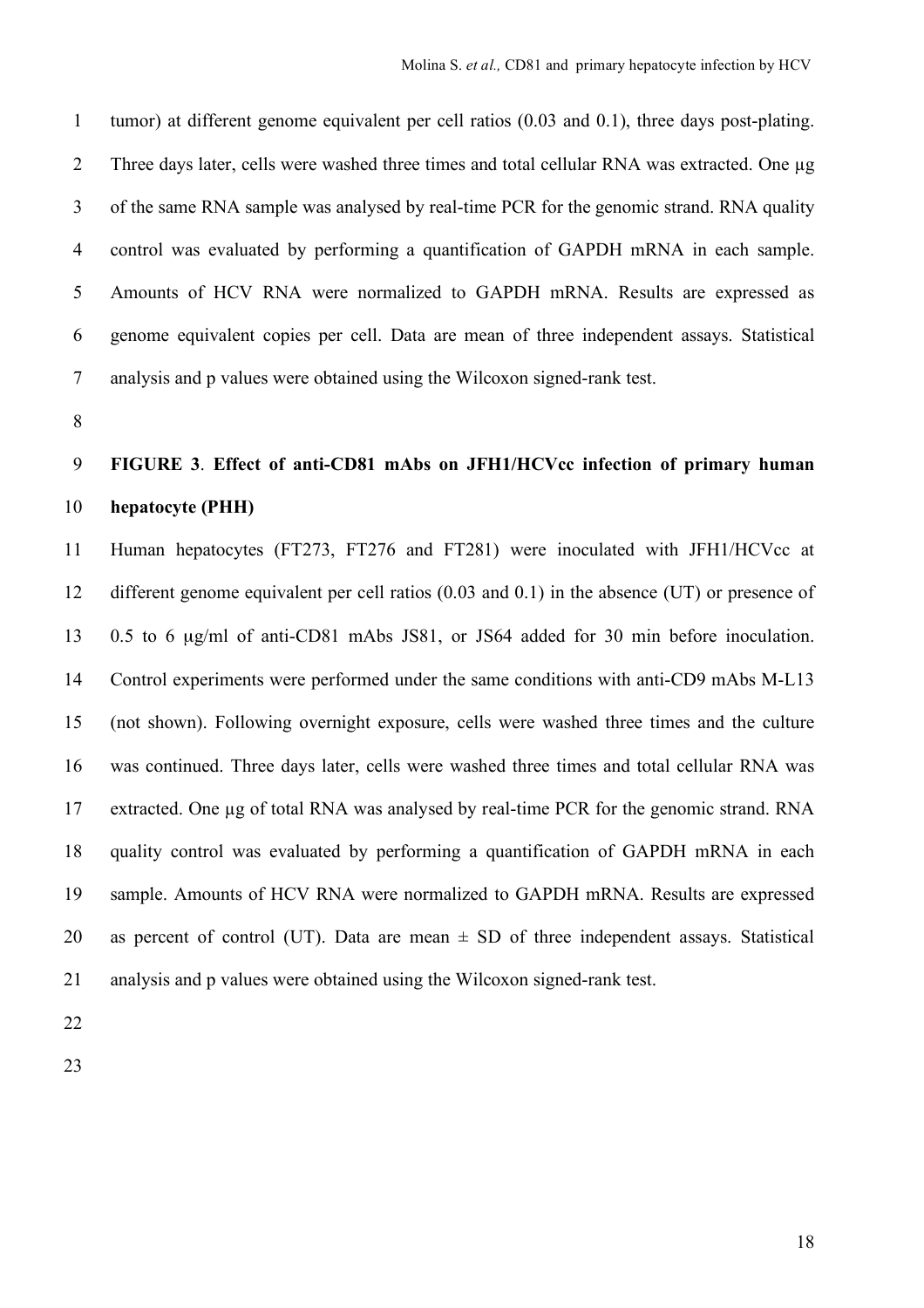tumor) at different genome equivalent per cell ratios (0.03 and 0.1), three days post-plating. Three days later, cells were washed three times and total cellular RNA was extracted. One µg of the same RNA sample was analysed by real-time PCR for the genomic strand. RNA quality control was evaluated by performing a quantification of GAPDH mRNA in each sample. Amounts of HCV RNA were normalized to GAPDH mRNA. Results are expressed as genome equivalent copies per cell. Data are mean of three independent assays. Statistical analysis and p values were obtained using the Wilcoxon signed-rank test.

**FIGURE 3**. **Effect of anti-CD81 mAbs on JFH1/HCVcc infection of primary human hepatocyte (PHH)**

Human hepatocytes (FT273, FT276 and FT281) were inoculated with JFH1/HCVcc at different genome equivalent per cell ratios (0.03 and 0.1) in the absence (UT) or presence of 0.5 to 6 µg/ml of anti-CD81 mAbs JS81, or JS64 added for 30 min before inoculation. Control experiments were performed under the same conditions with anti-CD9 mAbs M-L13 (not shown). Following overnight exposure, cells were washed three times and the culture was continued. Three days later, cells were washed three times and total cellular RNA was extracted. One µg of total RNA was analysed by real-time PCR for the genomic strand. RNA quality control was evaluated by performing a quantification of GAPDH mRNA in each sample. Amounts of HCV RNA were normalized to GAPDH mRNA. Results are expressed as percent of control (UT). Data are mean ± SD of three independent assays. Statistical analysis and p values were obtained using the Wilcoxon signed-rank test.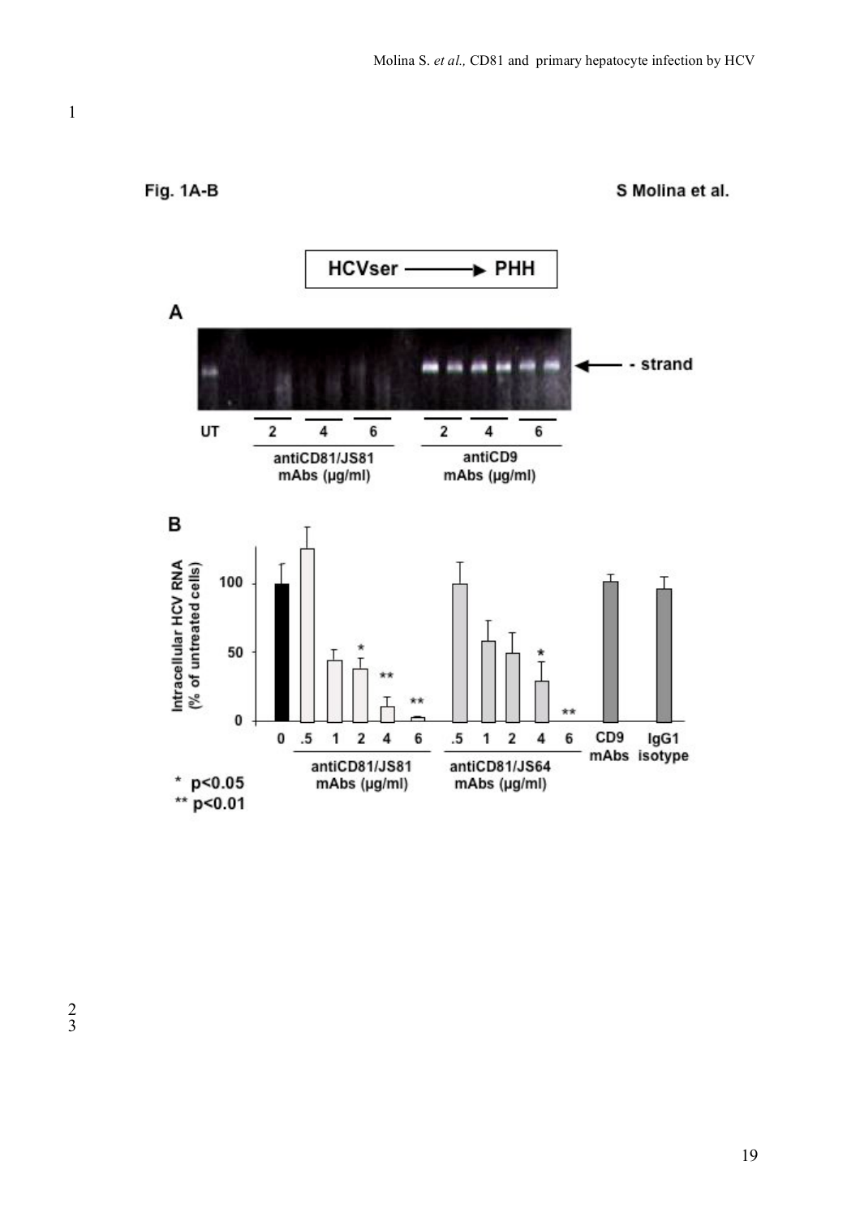Fig. 1A-B

S Molina et al.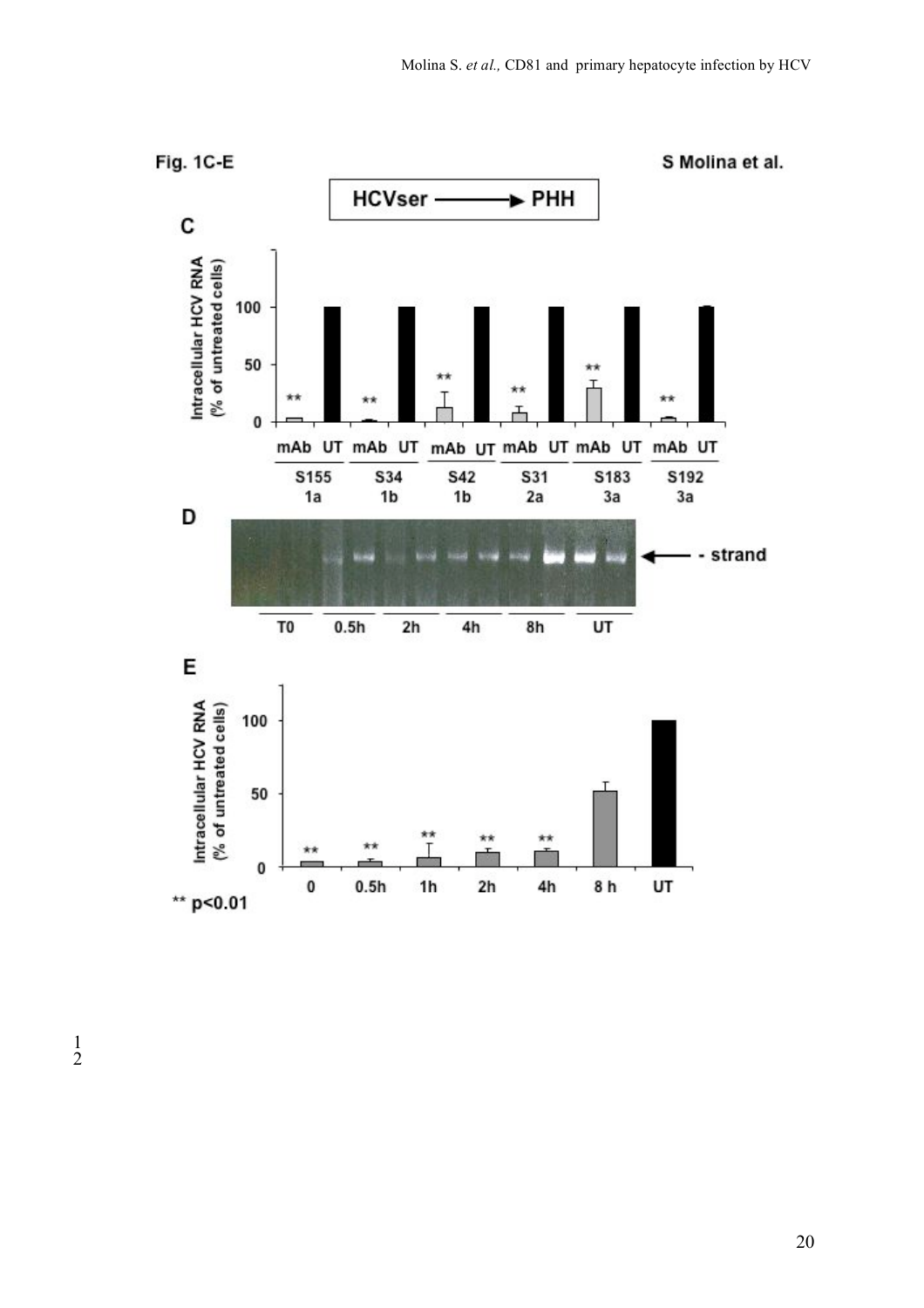Fig. 1C-E

S Molina et al.

HCVser → PHH

C

Intracellular HCV RNA (% of untreated cells)

mAb UT mAb UT mAb UT mAb UT mAb UT mAb UT

S155 1a | S34 1b | S42 1b | S31 2a | S183 3a | S192 3a

D

- strand

T0 | 0.5h | 2h | 4h | 8h | UT

E

Intracellular HCV RNA (% of untreated cells)

0 | 0.5h | 1h | 2h | 4h | 8 h | UT

** p<0.01

1
2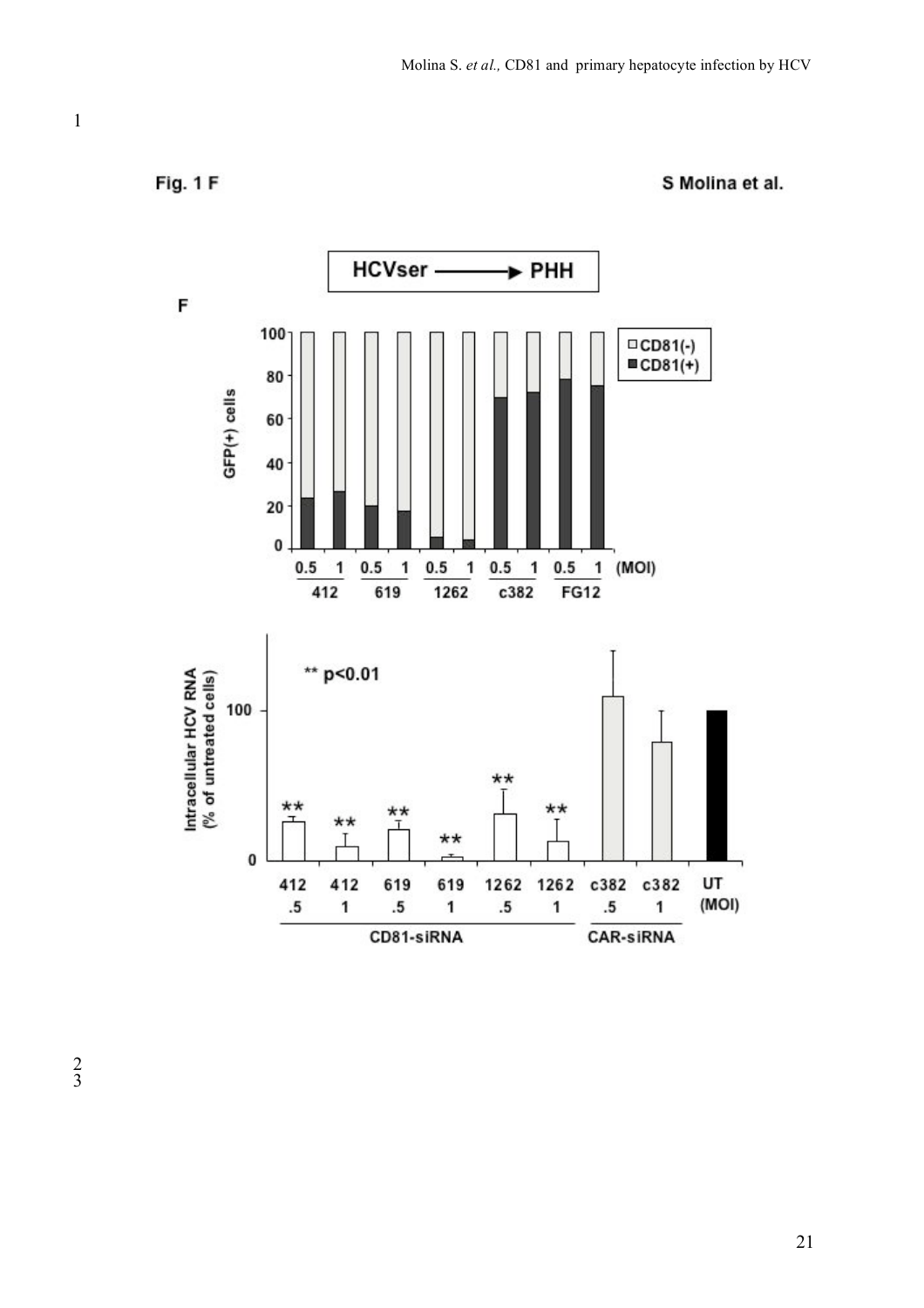Fig. 1 F

S Molina et al.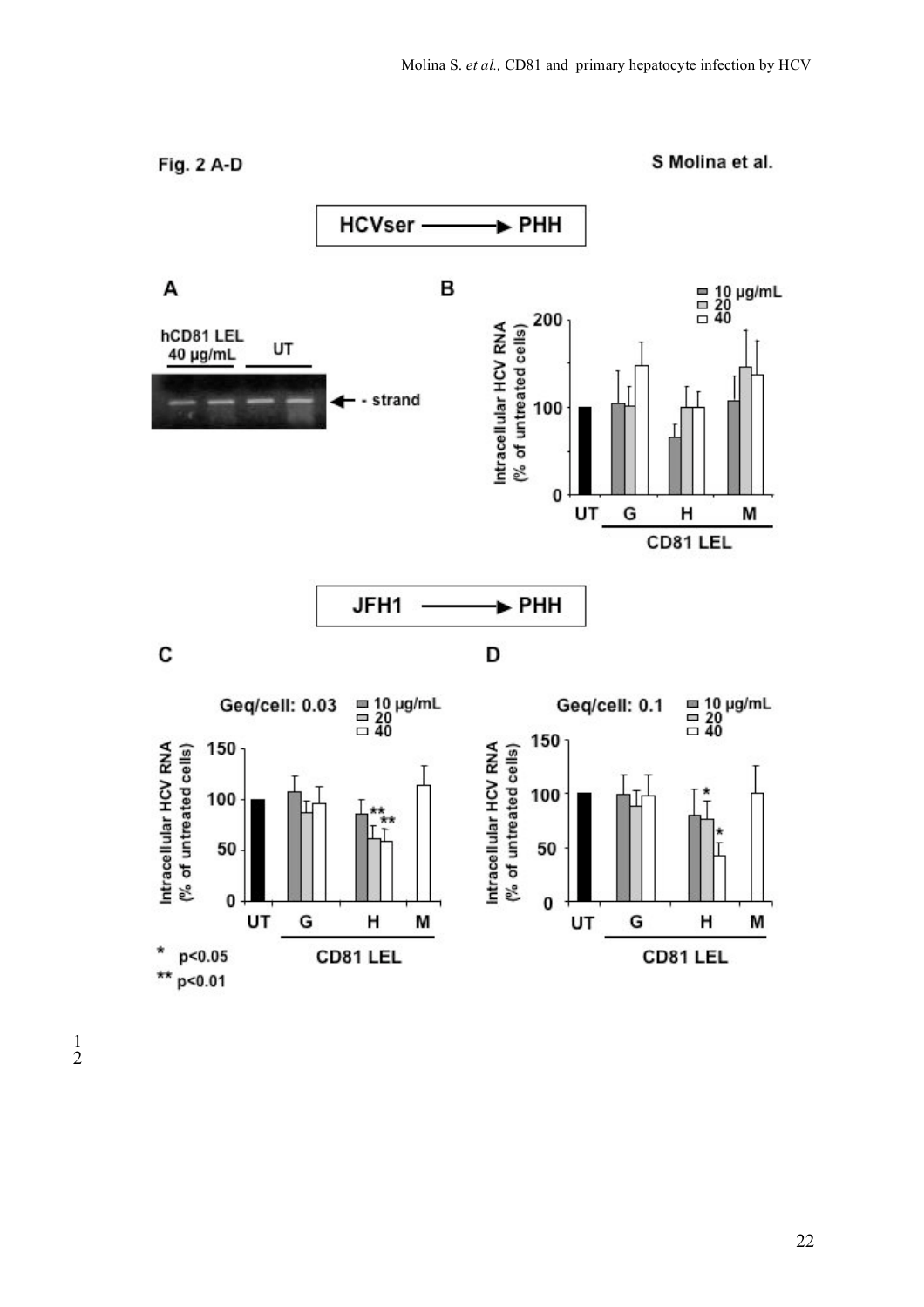Fig. 2 A-D

S Molina et al.

HCVser → PHH

A

hCD81 LEL 40 µg/mL

UT

← - strand

B

10 µg/mL
20
40

Intracellular HCV RNA (% of untreated cells)

200

100

0

UT G H M

CD81 LEL

JFH1 → PHH

C

Geq/cell: 0.03

10 µg/mL
20
40

Intracellular HCV RNA (% of untreated cells)

150

100

50

0

UT G H M

CD81 LEL

* p<0.05

** p<0.01

D

Geq/cell: 0.1

10 µg/mL
20
40

Intracellular HCV RNA (% of untreated cells)

150

100

50

0

UT G H M

CD81 LEL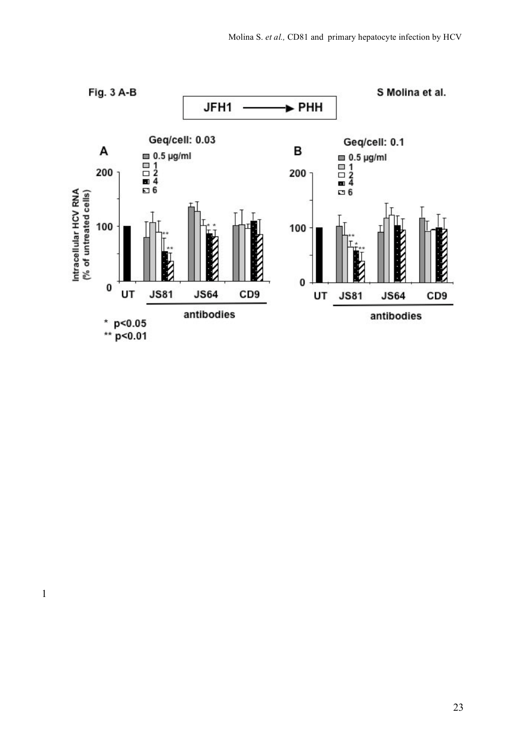Fig. 3 A-B

S Molina et al.

JFH1 → PHH

A

Geq/cell: 0.03

0.5 μg/ml
1
2
4
6

200
100
0

Intracellular HCV RNA
(% of untreated cells)

UT
JS81
JS64
CD9

antibodies

\* p<0.05
\*\* p<0.01

B

Geq/cell: 0.1

0.5 μg/ml
1
2
4
6

200
100
0

UT
JS81
JS64
CD9

antibodies

1